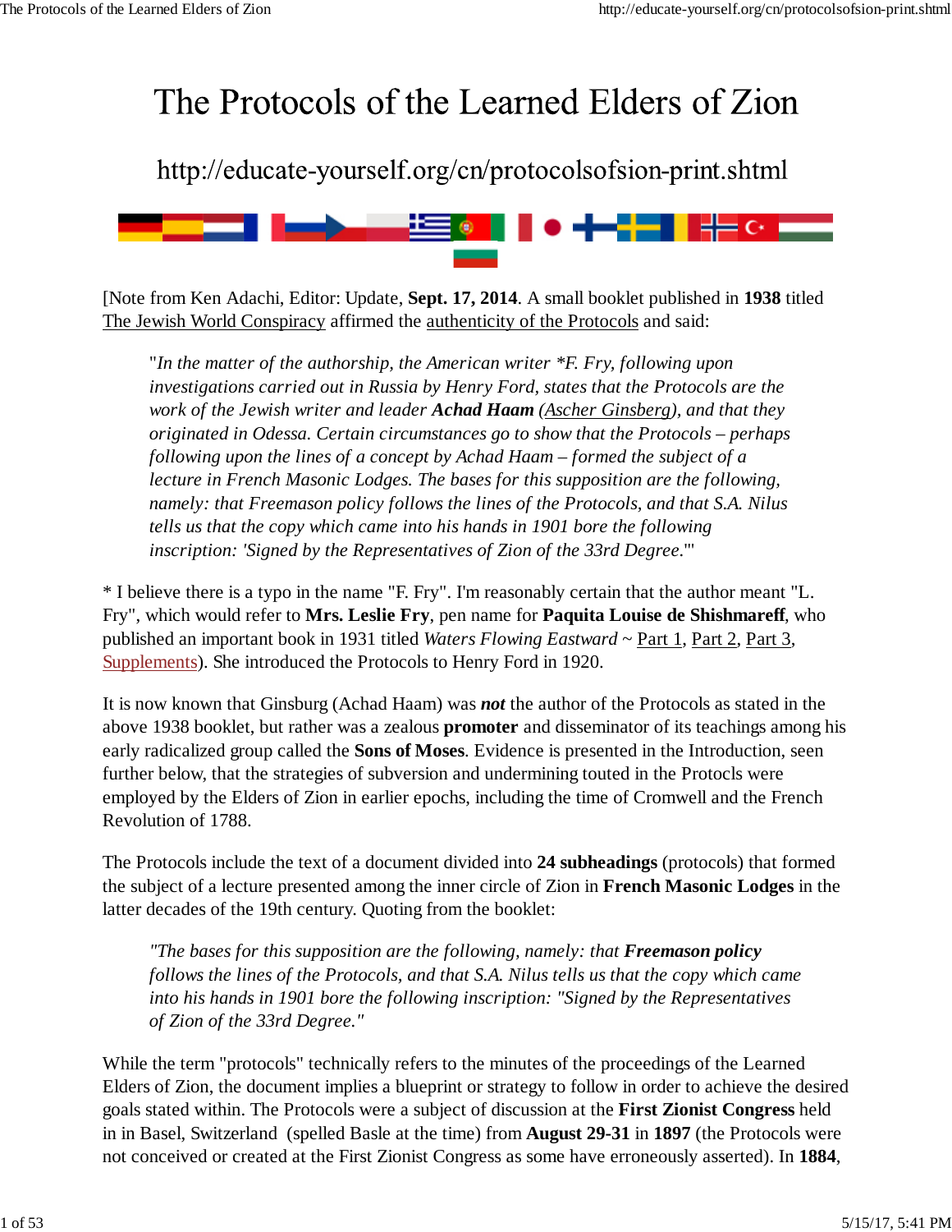# The Protocols of the Learned Elders of Zion

## http://educate-yourself.org/cn/protocolsofsion-print.shtml

[Note from Ken Adachi, Editor: Update, **Sept. 17, 2014**. A small booklet published in **1938** titled The Jewish World Conspiracy affirmed the authenticity of the Protocols and said:

> "*In the matter of the authorship, the American writer *F. Fry, following upon investigations carried out in Russia by Henry Ford, states that the Protocols are the work of the Jewish writer and leader **Achad Haam** (Ascher Ginsberg), and that they originated in Odessa. Certain circumstances go to show that the Protocols – perhaps following upon the lines of a concept by Achad Haam – formed the subject of a lecture in French Masonic Lodges. The bases for this supposition are the following, namely: that Freemason policy follows the lines of the Protocols, and that S.A. Nilus tells us that the copy which came into his hands in 1901 bore the following inscription: 'Signed by the Representatives of Zion of the 33rd Degree.*'"

* I believe there is a typo in the name "F. Fry". I'm reasonably certain that the author meant "L. Fry", which would refer to **Mrs. Leslie Fry**, pen name for **Paquita Louise de Shishmareff**, who published an important book in 1931 titled *Waters Flowing Eastward* ~ Part 1, Part 2, Part 3, Supplements). She introduced the Protocols to Henry Ford in 1920.

It is now known that Ginsburg (Achad Haam) was ***not*** the author of the Protocols as stated in the above 1938 booklet, but rather was a zealous **promoter** and disseminator of its teachings among his early radicalized group called the **Sons of Moses**. Evidence is presented in the Introduction, seen further below, that the strategies of subversion and undermining touted in the Protocls were employed by the Elders of Zion in earlier epochs, including the time of Cromwell and the French Revolution of 1788.

The Protocols include the text of a document divided into **24 subheadings** (protocols) that formed the subject of a lecture presented among the inner circle of Zion in **French Masonic Lodges** in the latter decades of the 19th century. Quoting from the booklet:

> *"The bases for this supposition are the following, namely: that **Freemason policy** follows the lines of the Protocols, and that S.A. Nilus tells us that the copy which came into his hands in 1901 bore the following inscription: "Signed by the Representatives of Zion of the 33rd Degree."*

While the term "protocols" technically refers to the minutes of the proceedings of the Learned Elders of Zion, the document implies a blueprint or strategy to follow in order to achieve the desired goals stated within. The Protocols were a subject of discussion at the **First Zionist Congress** held in in Basel, Switzerland (spelled Basle at the time) from **August 29-31** in **1897** (the Protocols were not conceived or created at the First Zionist Congress as some have erroneously asserted). In **1884**,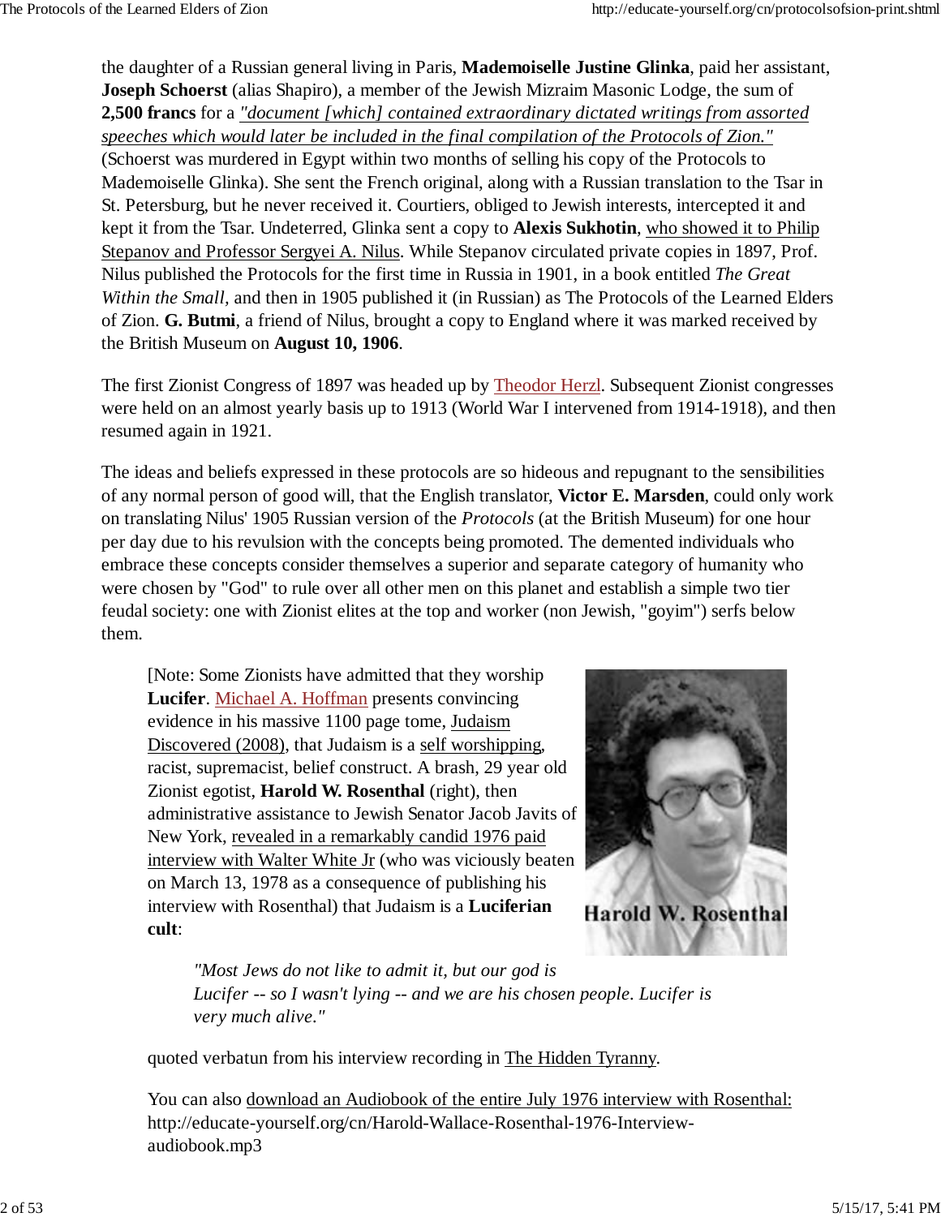the daughter of a Russian general living in Paris, **Mademoiselle Justine Glinka**, paid her assistant, **Joseph Schoerst** (alias Shapiro), a member of the Jewish Mizraim Masonic Lodge, the sum of **2,500 francs** for a *"document [which] contained extraordinary dictated writings from assorted speeches which would later be included in the final compilation of the Protocols of Zion."* (Schoerst was murdered in Egypt within two months of selling his copy of the Protocols to Mademoiselle Glinka). She sent the French original, along with a Russian translation to the Tsar in St. Petersburg, but he never received it. Courtiers, obliged to Jewish interests, intercepted it and kept it from the Tsar. Undeterred, Glinka sent a copy to **Alexis Sukhotin**, who showed it to Philip Stepanov and Professor Sergyei A. Nilus. While Stepanov circulated private copies in 1897, Prof. Nilus published the Protocols for the first time in Russia in 1901, in a book entitled *The Great Within the Small*, and then in 1905 published it (in Russian) as The Protocols of the Learned Elders of Zion. **G. Butmi**, a friend of Nilus, brought a copy to England where it was marked received by the British Museum on **August 10, 1906**.

The first Zionist Congress of 1897 was headed up by Theodor Herzl. Subsequent Zionist congresses were held on an almost yearly basis up to 1913 (World War I intervened from 1914-1918), and then resumed again in 1921.

The ideas and beliefs expressed in these protocols are so hideous and repugnant to the sensibilities of any normal person of good will, that the English translator, **Victor E. Marsden**, could only work on translating Nilus' 1905 Russian version of the *Protocols* (at the British Museum) for one hour per day due to his revulsion with the concepts being promoted. The demented individuals who embrace these concepts consider themselves a superior and separate category of humanity who were chosen by "God" to rule over all other men on this planet and establish a simple two tier feudal society: one with Zionist elites at the top and worker (non Jewish, "goyim") serfs below them.

> [Note: Some Zionists have admitted that they worship **Lucifer**. Michael A. Hoffman presents convincing evidence in his massive 1100 page tome, Judaism Discovered (2008), that Judaism is a self worshipping, racist, supremacist, belief construct. A brash, 29 year old Zionist egotist, **Harold W. Rosenthal** (right), then administrative assistance to Jewish Senator Jacob Javits of New York, revealed in a remarkably candid 1976 paid interview with Walter White Jr (who was viciously beaten on March 13, 1978 as a consequence of publishing his interview with Rosenthal) that Judaism is a **Luciferian cult**:
>
> > *"Most Jews do not like to admit it, but our god is Lucifer -- so I wasn't lying -- and we are his chosen people. Lucifer is very much alive."*
>
> quoted verbatun from his interview recording in The Hidden Tyranny.
>
> You can also download an Audiobook of the entire July 1976 interview with Rosenthal: http://educate-yourself.org/cn/Harold-Wallace-Rosenthal-1976-Interview-audiobook.mp3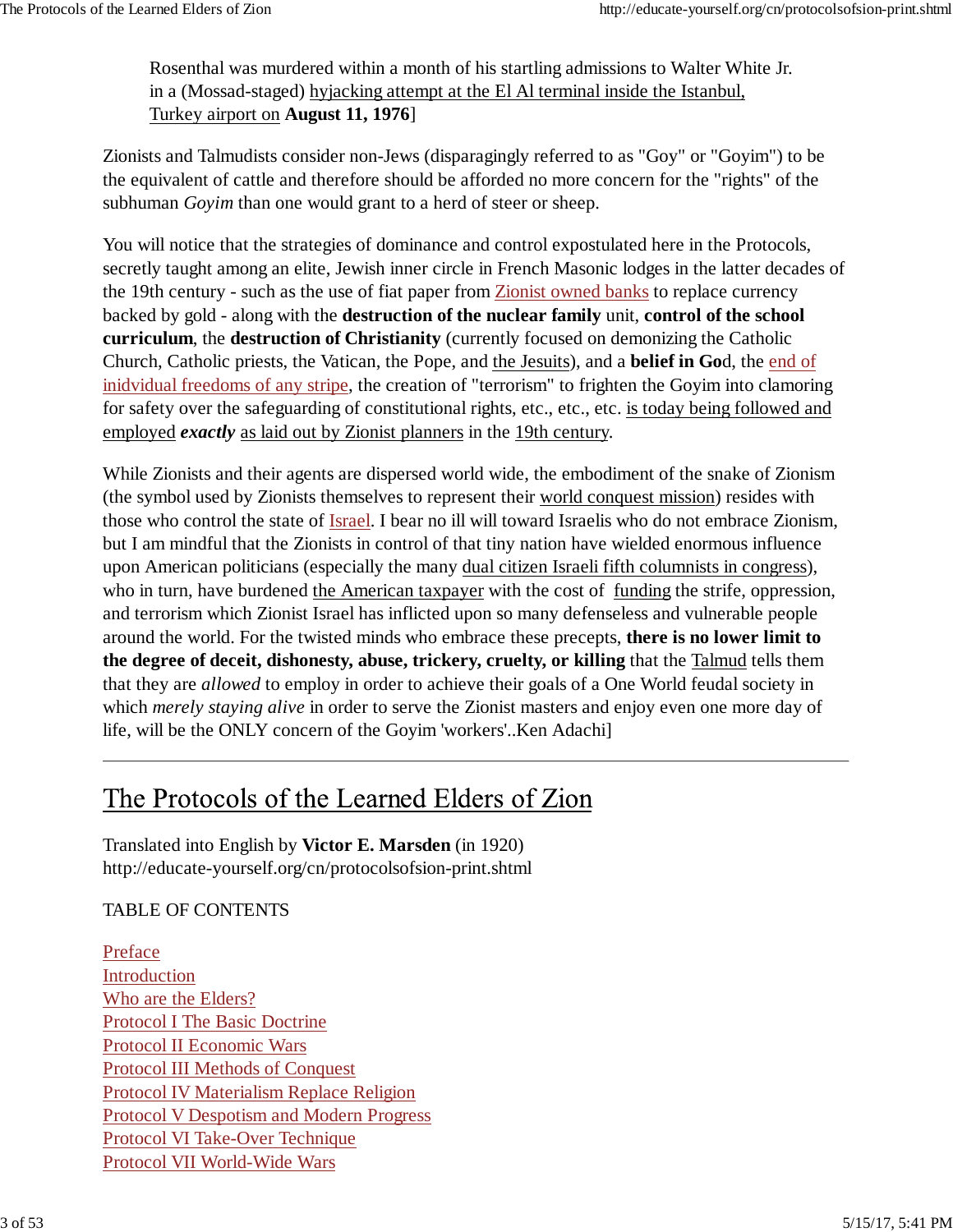Rosenthal was murdered within a month of his startling admissions to Walter White Jr. in a (Mossad-staged) hyjacking attempt at the El Al terminal inside the Istanbul, Turkey airport on **August 11, 1976**]

Zionists and Talmudists consider non-Jews (disparagingly referred to as "Goy" or "Goyim") to be the equivalent of cattle and therefore should be afforded no more concern for the "rights" of the subhuman *Goyim* than one would grant to a herd of steer or sheep.

You will notice that the strategies of dominance and control expostulated here in the Protocols, secretly taught among an elite, Jewish inner circle in French Masonic lodges in the latter decades of the 19th century - such as the use of fiat paper from Zionist owned banks to replace currency backed by gold - along with the **destruction of the nuclear family** unit, **control of the school curriculum**, the **destruction of Christianity** (currently focused on demonizing the Catholic Church, Catholic priests, the Vatican, the Pope, and the Jesuits), and a **belief in Go**d, the end of inidvidual freedoms of any stripe, the creation of "terrorism" to frighten the Goyim into clamoring for safety over the safeguarding of constitutional rights, etc., etc., etc. is today being followed and employed ***exactly*** as laid out by Zionist planners in the 19th century.

While Zionists and their agents are dispersed world wide, the embodiment of the snake of Zionism (the symbol used by Zionists themselves to represent their world conquest mission) resides with those who control the state of Israel. I bear no ill will toward Israelis who do not embrace Zionism, but I am mindful that the Zionists in control of that tiny nation have wielded enormous influence upon American politicians (especially the many dual citizen Israeli fifth columnists in congress), who in turn, have burdened the American taxpayer with the cost of funding the strife, oppression, and terrorism which Zionist Israel has inflicted upon so many defenseless and vulnerable people around the world. For the twisted minds who embrace these precepts, **there is no lower limit to the degree of deceit, dishonesty, abuse, trickery, cruelty, or killing** that the Talmud tells them that they are *allowed* to employ in order to achieve their goals of a One World feudal society in which *merely staying alive* in order to serve the Zionist masters and enjoy even one more day of life, will be the ONLY concern of the Goyim 'workers'..Ken Adachi]

---

# The Protocols of the Learned Elders of Zion

Translated into English by **Victor E. Marsden** (in 1920)
http://educate-yourself.org/cn/protocolsofsion-print.shtml

TABLE OF CONTENTS

Preface
Introduction
Who are the Elders?
Protocol I The Basic Doctrine
Protocol II Economic Wars
Protocol III Methods of Conquest
Protocol IV Materialism Replace Religion
Protocol V Despotism and Modern Progress
Protocol VI Take-Over Technique
Protocol VII World-Wide Wars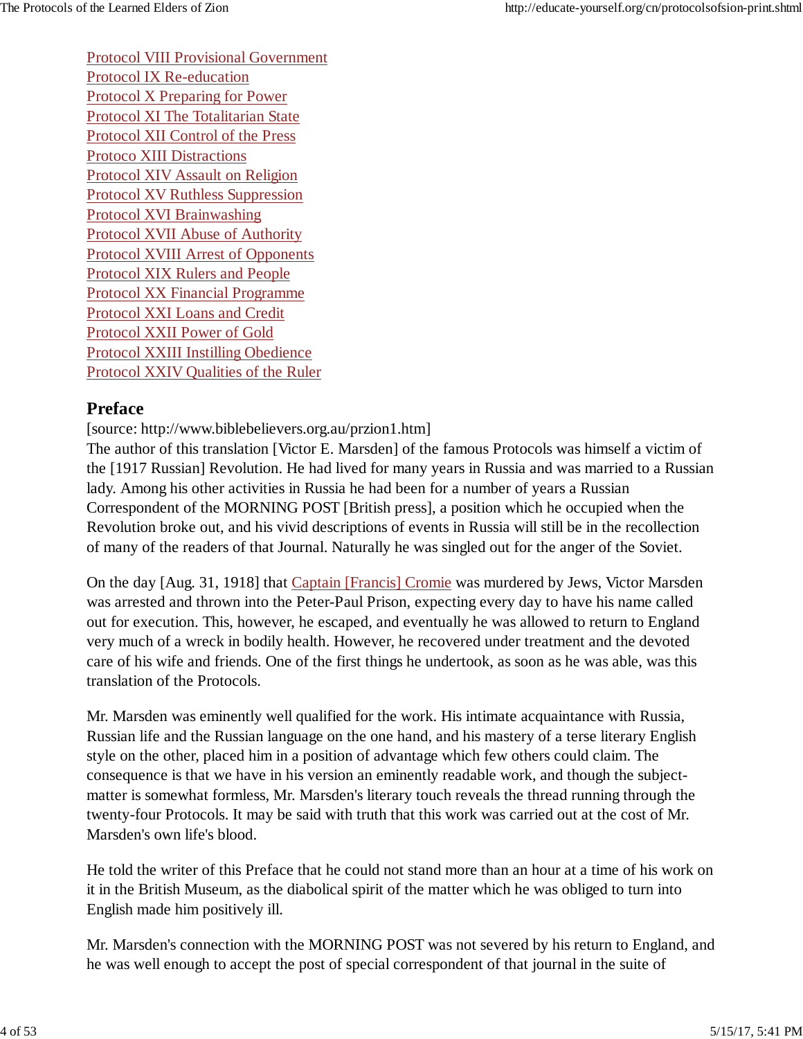[Protocol VIII Provisional Government]
[Protocol IX Re-education]
[Protocol X Preparing for Power]
[Protocol XI The Totalitarian State]
[Protocol XII Control of the Press]
[Protoco XIII Distractions]
[Protocol XIV Assault on Religion]
[Protocol XV Ruthless Suppression]
[Protocol XVI Brainwashing]
[Protocol XVII Abuse of Authority]
[Protocol XVIII Arrest of Opponents]
[Protocol XIX Rulers and People]
[Protocol XX Financial Programme]
[Protocol XXI Loans and Credit]
[Protocol XXII Power of Gold]
[Protocol XXIII Instilling Obedience]
[Protocol XXIV Qualities of the Ruler]

## Preface

[source: http://www.biblebelievers.org.au/przion1.htm]
The author of this translation [Victor E. Marsden] of the famous Protocols was himself a victim of the [1917 Russian] Revolution. He had lived for many years in Russia and was married to a Russian lady. Among his other activities in Russia he had been for a number of years a Russian Correspondent of the MORNING POST [British press], a position which he occupied when the Revolution broke out, and his vivid descriptions of events in Russia will still be in the recollection of many of the readers of that Journal. Naturally he was singled out for the anger of the Soviet.

On the day [Aug. 31, 1918] that Captain [Francis] Cromie was murdered by Jews, Victor Marsden was arrested and thrown into the Peter-Paul Prison, expecting every day to have his name called out for execution. This, however, he escaped, and eventually he was allowed to return to England very much of a wreck in bodily health. However, he recovered under treatment and the devoted care of his wife and friends. One of the first things he undertook, as soon as he was able, was this translation of the Protocols.

Mr. Marsden was eminently well qualified for the work. His intimate acquaintance with Russia, Russian life and the Russian language on the one hand, and his mastery of a terse literary English style on the other, placed him in a position of advantage which few others could claim. The consequence is that we have in his version an eminently readable work, and though the subject-matter is somewhat formless, Mr. Marsden's literary touch reveals the thread running through the twenty-four Protocols. It may be said with truth that this work was carried out at the cost of Mr. Marsden's own life's blood.

He told the writer of this Preface that he could not stand more than an hour at a time of his work on it in the British Museum, as the diabolical spirit of the matter which he was obliged to turn into English made him positively ill.

Mr. Marsden's connection with the MORNING POST was not severed by his return to England, and he was well enough to accept the post of special correspondent of that journal in the suite of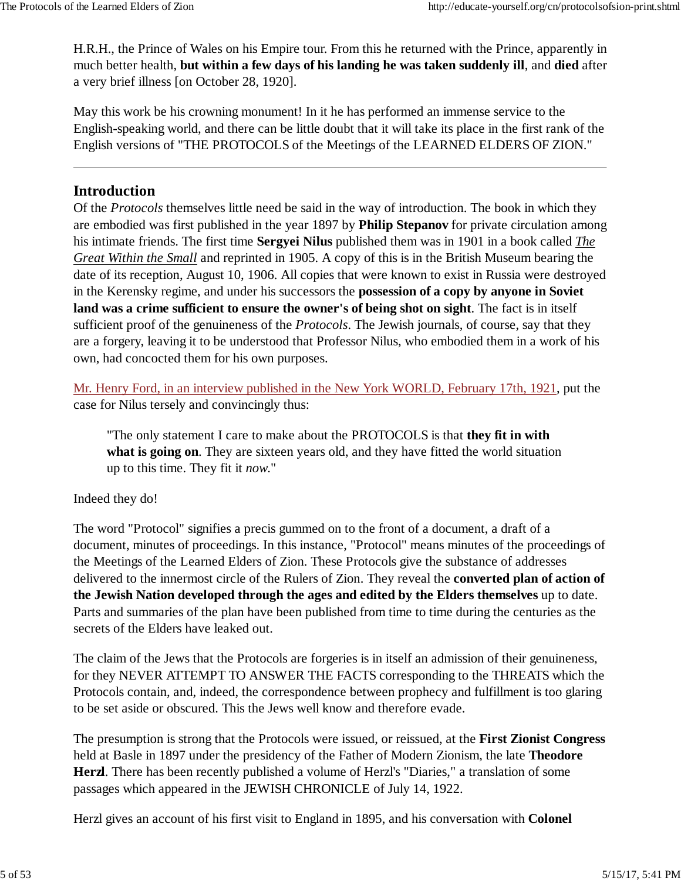H.R.H., the Prince of Wales on his Empire tour. From this he returned with the Prince, apparently in much better health, **but within a few days of his landing he was taken suddenly ill**, and **died** after a very brief illness [on October 28, 1920].

May this work be his crowning monument! In it he has performed an immense service to the English-speaking world, and there can be little doubt that it will take its place in the first rank of the English versions of "THE PROTOCOLS of the Meetings of the LEARNED ELDERS OF ZION."

---

## Introduction

Of the *Protocols* themselves little need be said in the way of introduction. The book in which they are embodied was first published in the year 1897 by **Philip Stepanov** for private circulation among his intimate friends. The first time **Sergyei Nilus** published them was in 1901 in a book called *The Great Within the Small* and reprinted in 1905. A copy of this is in the British Museum bearing the date of its reception, August 10, 1906. All copies that were known to exist in Russia were destroyed in the Kerensky regime, and under his successors the **possession of a copy by anyone in Soviet land was a crime sufficient to ensure the owner's of being shot on sight**. The fact is in itself sufficient proof of the genuineness of the *Protocols*. The Jewish journals, of course, say that they are a forgery, leaving it to be understood that Professor Nilus, who embodied them in a work of his own, had concocted them for his own purposes.

Mr. Henry Ford, in an interview published in the New York WORLD, February 17th, 1921, put the case for Nilus tersely and convincingly thus:

> "The only statement I care to make about the PROTOCOLS is that **they fit in with what is going on**. They are sixteen years old, and they have fitted the world situation up to this time. They fit it *now*."

Indeed they do!

The word "Protocol" signifies a precis gummed on to the front of a document, a draft of a document, minutes of proceedings. In this instance, "Protocol" means minutes of the proceedings of the Meetings of the Learned Elders of Zion. These Protocols give the substance of addresses delivered to the innermost circle of the Rulers of Zion. They reveal the **converted plan of action of the Jewish Nation developed through the ages and edited by the Elders themselves** up to date. Parts and summaries of the plan have been published from time to time during the centuries as the secrets of the Elders have leaked out.

The claim of the Jews that the Protocols are forgeries is in itself an admission of their genuineness, for they NEVER ATTEMPT TO ANSWER THE FACTS corresponding to the THREATS which the Protocols contain, and, indeed, the correspondence between prophecy and fulfillment is too glaring to be set aside or obscured. This the Jews well know and therefore evade.

The presumption is strong that the Protocols were issued, or reissued, at the **First Zionist Congress** held at Basle in 1897 under the presidency of the Father of Modern Zionism, the late **Theodore Herzl**. There has been recently published a volume of Herzl's "Diaries," a translation of some passages which appeared in the JEWISH CHRONICLE of July 14, 1922.

Herzl gives an account of his first visit to England in 1895, and his conversation with **Colonel**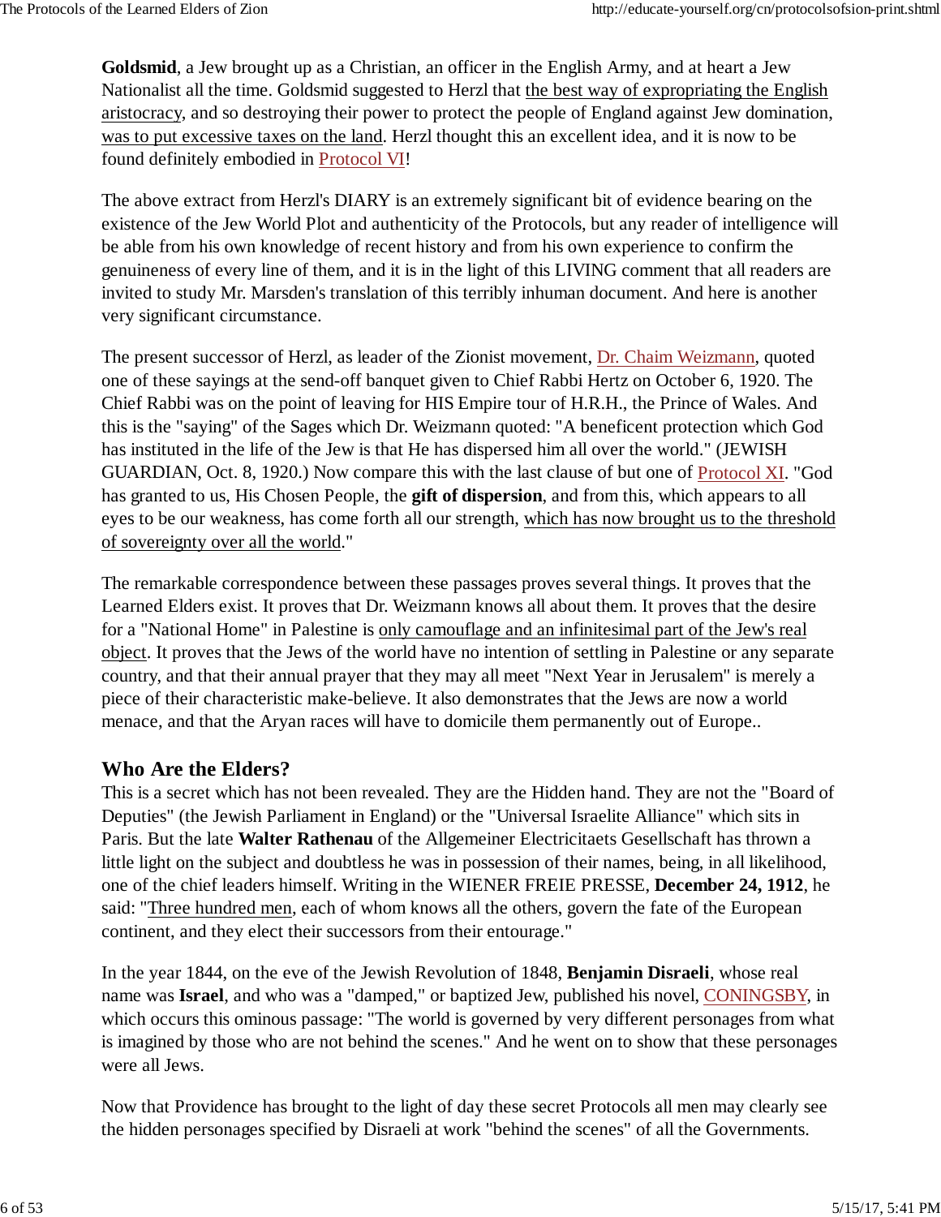**Goldsmid**, a Jew brought up as a Christian, an officer in the English Army, and at heart a Jew Nationalist all the time. Goldsmid suggested to Herzl that the best way of expropriating the English aristocracy, and so destroying their power to protect the people of England against Jew domination, was to put excessive taxes on the land. Herzl thought this an excellent idea, and it is now to be found definitely embodied in Protocol VI!

The above extract from Herzl's DIARY is an extremely significant bit of evidence bearing on the existence of the Jew World Plot and authenticity of the Protocols, but any reader of intelligence will be able from his own knowledge of recent history and from his own experience to confirm the genuineness of every line of them, and it is in the light of this LIVING comment that all readers are invited to study Mr. Marsden's translation of this terribly inhuman document. And here is another very significant circumstance.

The present successor of Herzl, as leader of the Zionist movement, Dr. Chaim Weizmann, quoted one of these sayings at the send-off banquet given to Chief Rabbi Hertz on October 6, 1920. The Chief Rabbi was on the point of leaving for HIS Empire tour of H.R.H., the Prince of Wales. And this is the "saying" of the Sages which Dr. Weizmann quoted: "A beneficent protection which God has instituted in the life of the Jew is that He has dispersed him all over the world." (JEWISH GUARDIAN, Oct. 8, 1920.) Now compare this with the last clause of but one of Protocol XI. "God has granted to us, His Chosen People, the **gift of dispersion**, and from this, which appears to all eyes to be our weakness, has come forth all our strength, which has now brought us to the threshold of sovereignty over all the world."

The remarkable correspondence between these passages proves several things. It proves that the Learned Elders exist. It proves that Dr. Weizmann knows all about them. It proves that the desire for a "National Home" in Palestine is only camouflage and an infinitesimal part of the Jew's real object. It proves that the Jews of the world have no intention of settling in Palestine or any separate country, and that their annual prayer that they may all meet "Next Year in Jerusalem" is merely a piece of their characteristic make-believe. It also demonstrates that the Jews are now a world menace, and that the Aryan races will have to domicile them permanently out of Europe..

## Who Are the Elders?

This is a secret which has not been revealed. They are the Hidden hand. They are not the "Board of Deputies" (the Jewish Parliament in England) or the "Universal Israelite Alliance" which sits in Paris. But the late **Walter Rathenau** of the Allgemeiner Electricitaets Gesellschaft has thrown a little light on the subject and doubtless he was in possession of their names, being, in all likelihood, one of the chief leaders himself. Writing in the WIENER FREIE PRESSE, **December 24, 1912**, he said: "Three hundred men, each of whom knows all the others, govern the fate of the European continent, and they elect their successors from their entourage."

In the year 1844, on the eve of the Jewish Revolution of 1848, **Benjamin Disraeli**, whose real name was **Israel**, and who was a "damped," or baptized Jew, published his novel, CONINGSBY, in which occurs this ominous passage: "The world is governed by very different personages from what is imagined by those who are not behind the scenes." And he went on to show that these personages were all Jews.

Now that Providence has brought to the light of day these secret Protocols all men may clearly see the hidden personages specified by Disraeli at work "behind the scenes" of all the Governments.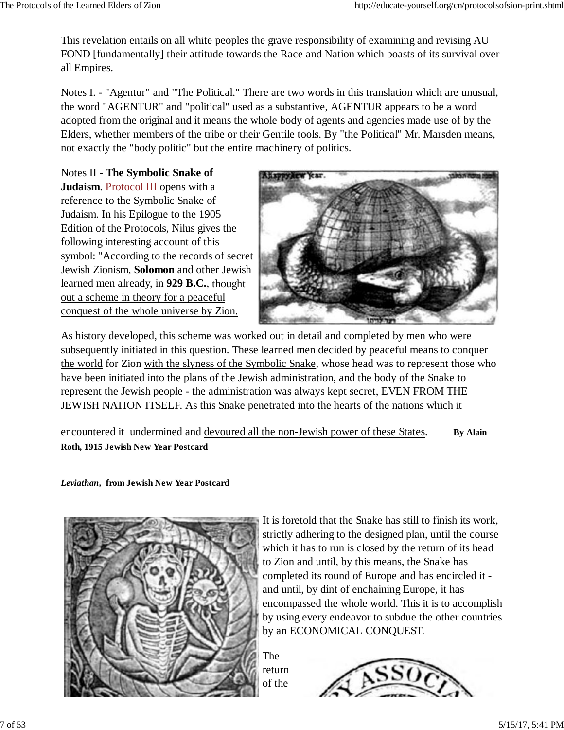This revelation entails on all white peoples the grave responsibility of examining and revising AU FOND [fundamentally] their attitude towards the Race and Nation which boasts of its survival over all Empires.

Notes I. - "Agentur" and "The Political." There are two words in this translation which are unusual, the word "AGENTUR" and "political" used as a substantive, AGENTUR appears to be a word adopted from the original and it means the whole body of agents and agencies made use of by the Elders, whether members of the tribe or their Gentile tools. By "the Political" Mr. Marsden means, not exactly the "body politic" but the entire machinery of politics.

Notes II - **The Symbolic Snake of Judaism**. Protocol III opens with a reference to the Symbolic Snake of Judaism. In his Epilogue to the 1905 Edition of the Protocols, Nilus gives the following interesting account of this symbol: "According to the records of secret Jewish Zionism, **Solomon** and other Jewish learned men already, in **929 B.C.**, thought out a scheme in theory for a peaceful conquest of the whole universe by Zion.

As history developed, this scheme was worked out in detail and completed by men who were subsequently initiated in this question. These learned men decided by peaceful means to conquer the world for Zion with the slyness of the Symbolic Snake, whose head was to represent those who have been initiated into the plans of the Jewish administration, and the body of the Snake to represent the Jewish people - the administration was always kept secret, EVEN FROM THE JEWISH NATION ITSELF. As this Snake penetrated into the hearts of the nations which it encountered it undermined and devoured all the non-Jewish power of these States.

**By Alain Roth, 1915 Jewish New Year Postcard**

***Leviathan*, from Jewish New Year Postcard**

It is foretold that the Snake has still to finish its work, strictly adhering to the designed plan, until the course which it has to run is closed by the return of its head to Zion and until, by this means, the Snake has completed its round of Europe and has encircled it - and until, by dint of enchaining Europe, it has encompassed the whole world. This it is to accomplish by using every endeavor to subdue the other countries by an ECONOMICAL CONQUEST.

The return of the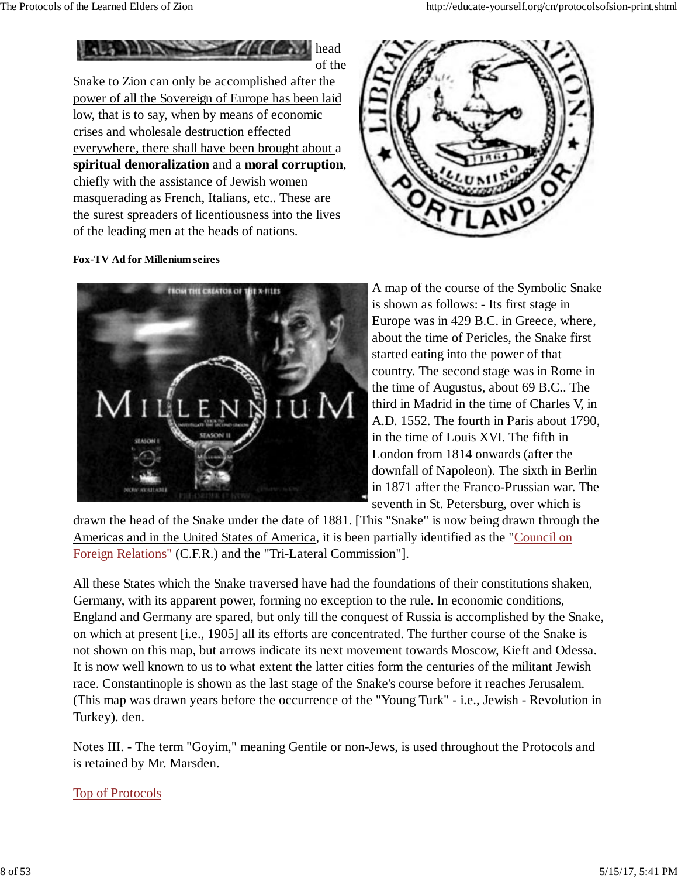head of the Snake to Zion can only be accomplished after the power of all the Sovereign of Europe has been laid low, that is to say, when by means of economic crises and wholesale destruction effected everywhere, there shall have been brought about a **spiritual demoralization** and a **moral corruption**, chiefly with the assistance of Jewish women masquerading as French, Italians, etc.. These are the surest spreaders of licentiousness into the lives of the leading men at the heads of nations.

**Fox-TV Ad for Millenium seires**

A map of the course of the Symbolic Snake is shown as follows: - Its first stage in Europe was in 429 B.C. in Greece, where, about the time of Pericles, the Snake first started eating into the power of that country. The second stage was in Rome in the time of Augustus, about 69 B.C.. The third in Madrid in the time of Charles V, in A.D. 1552. The fourth in Paris about 1790, in the time of Louis XVI. The fifth in London from 1814 onwards (after the downfall of Napoleon). The sixth in Berlin in 1871 after the Franco-Prussian war. The seventh in St. Petersburg, over which is drawn the head of the Snake under the date of 1881. [This "Snake" is now being drawn through the Americas and in the United States of America, it is been partially identified as the "Council on Foreign Relations" (C.F.R.) and the "Tri-Lateral Commission"].

All these States which the Snake traversed have had the foundations of their constitutions shaken, Germany, with its apparent power, forming no exception to the rule. In economic conditions, England and Germany are spared, but only till the conquest of Russia is accomplished by the Snake, on which at present [i.e., 1905] all its efforts are concentrated. The further course of the Snake is not shown on this map, but arrows indicate its next movement towards Moscow, Kieft and Odessa. It is now well known to us to what extent the latter cities form the centuries of the militant Jewish race. Constantinople is shown as the last stage of the Snake's course before it reaches Jerusalem. (This map was drawn years before the occurrence of the "Young Turk" - i.e., Jewish - Revolution in Turkey). den.

Notes III. - The term "Goyim," meaning Gentile or non-Jews, is used throughout the Protocols and is retained by Mr. Marsden.

Top of Protocols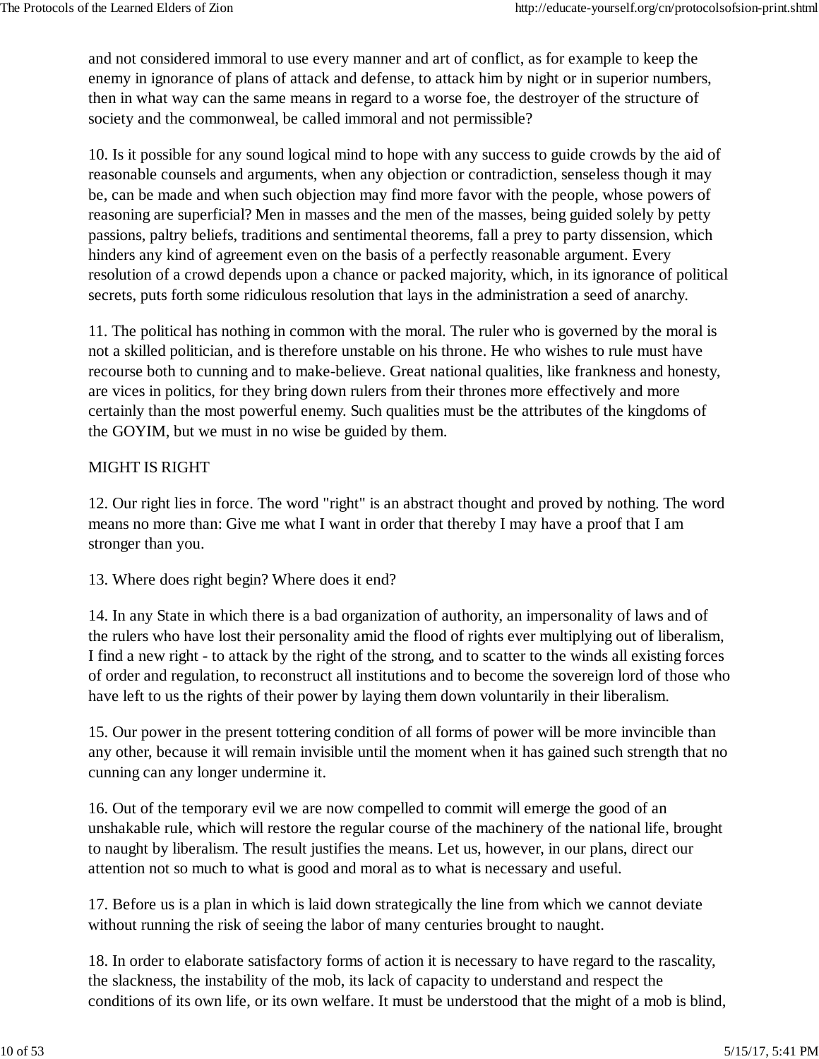and not considered immoral to use every manner and art of conflict, as for example to keep the enemy in ignorance of plans of attack and defense, to attack him by night or in superior numbers, then in what way can the same means in regard to a worse foe, the destroyer of the structure of society and the commonweal, be called immoral and not permissible?

10. Is it possible for any sound logical mind to hope with any success to guide crowds by the aid of reasonable counsels and arguments, when any objection or contradiction, senseless though it may be, can be made and when such objection may find more favor with the people, whose powers of reasoning are superficial? Men in masses and the men of the masses, being guided solely by petty passions, paltry beliefs, traditions and sentimental theorems, fall a prey to party dissension, which hinders any kind of agreement even on the basis of a perfectly reasonable argument. Every resolution of a crowd depends upon a chance or packed majority, which, in its ignorance of political secrets, puts forth some ridiculous resolution that lays in the administration a seed of anarchy.

11. The political has nothing in common with the moral. The ruler who is governed by the moral is not a skilled politician, and is therefore unstable on his throne. He who wishes to rule must have recourse both to cunning and to make-believe. Great national qualities, like frankness and honesty, are vices in politics, for they bring down rulers from their thrones more effectively and more certainly than the most powerful enemy. Such qualities must be the attributes of the kingdoms of the GOYIM, but we must in no wise be guided by them.

MIGHT IS RIGHT

12. Our right lies in force. The word "right" is an abstract thought and proved by nothing. The word means no more than: Give me what I want in order that thereby I may have a proof that I am stronger than you.

13. Where does right begin? Where does it end?

14. In any State in which there is a bad organization of authority, an impersonality of laws and of the rulers who have lost their personality amid the flood of rights ever multiplying out of liberalism, I find a new right - to attack by the right of the strong, and to scatter to the winds all existing forces of order and regulation, to reconstruct all institutions and to become the sovereign lord of those who have left to us the rights of their power by laying them down voluntarily in their liberalism.

15. Our power in the present tottering condition of all forms of power will be more invincible than any other, because it will remain invisible until the moment when it has gained such strength that no cunning can any longer undermine it.

16. Out of the temporary evil we are now compelled to commit will emerge the good of an unshakable rule, which will restore the regular course of the machinery of the national life, brought to naught by liberalism. The result justifies the means. Let us, however, in our plans, direct our attention not so much to what is good and moral as to what is necessary and useful.

17. Before us is a plan in which is laid down strategically the line from which we cannot deviate without running the risk of seeing the labor of many centuries brought to naught.

18. In order to elaborate satisfactory forms of action it is necessary to have regard to the rascality, the slackness, the instability of the mob, its lack of capacity to understand and respect the conditions of its own life, or its own welfare. It must be understood that the might of a mob is blind,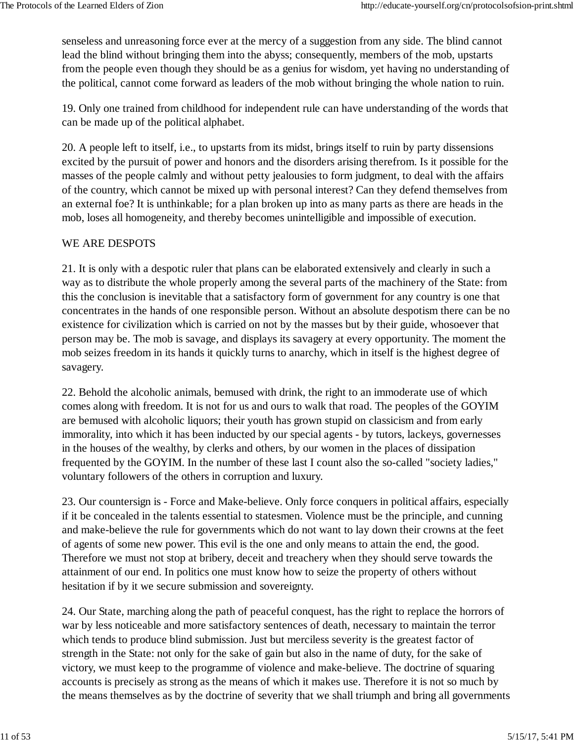senseless and unreasoning force ever at the mercy of a suggestion from any side. The blind cannot lead the blind without bringing them into the abyss; consequently, members of the mob, upstarts from the people even though they should be as a genius for wisdom, yet having no understanding of the political, cannot come forward as leaders of the mob without bringing the whole nation to ruin.

19. Only one trained from childhood for independent rule can have understanding of the words that can be made up of the political alphabet.

20. A people left to itself, i.e., to upstarts from its midst, brings itself to ruin by party dissensions excited by the pursuit of power and honors and the disorders arising therefrom. Is it possible for the masses of the people calmly and without petty jealousies to form judgment, to deal with the affairs of the country, which cannot be mixed up with personal interest? Can they defend themselves from an external foe? It is unthinkable; for a plan broken up into as many parts as there are heads in the mob, loses all homogeneity, and thereby becomes unintelligible and impossible of execution.

WE ARE DESPOTS

21. It is only with a despotic ruler that plans can be elaborated extensively and clearly in such a way as to distribute the whole properly among the several parts of the machinery of the State: from this the conclusion is inevitable that a satisfactory form of government for any country is one that concentrates in the hands of one responsible person. Without an absolute despotism there can be no existence for civilization which is carried on not by the masses but by their guide, whosoever that person may be. The mob is savage, and displays its savagery at every opportunity. The moment the mob seizes freedom in its hands it quickly turns to anarchy, which in itself is the highest degree of savagery.

22. Behold the alcoholic animals, bemused with drink, the right to an immoderate use of which comes along with freedom. It is not for us and ours to walk that road. The peoples of the GOYIM are bemused with alcoholic liquors; their youth has grown stupid on classicism and from early immorality, into which it has been inducted by our special agents - by tutors, lackeys, governesses in the houses of the wealthy, by clerks and others, by our women in the places of dissipation frequented by the GOYIM. In the number of these last I count also the so-called "society ladies," voluntary followers of the others in corruption and luxury.

23. Our countersign is - Force and Make-believe. Only force conquers in political affairs, especially if it be concealed in the talents essential to statesmen. Violence must be the principle, and cunning and make-believe the rule for governments which do not want to lay down their crowns at the feet of agents of some new power. This evil is the one and only means to attain the end, the good. Therefore we must not stop at bribery, deceit and treachery when they should serve towards the attainment of our end. In politics one must know how to seize the property of others without hesitation if by it we secure submission and sovereignty.

24. Our State, marching along the path of peaceful conquest, has the right to replace the horrors of war by less noticeable and more satisfactory sentences of death, necessary to maintain the terror which tends to produce blind submission. Just but merciless severity is the greatest factor of strength in the State: not only for the sake of gain but also in the name of duty, for the sake of victory, we must keep to the programme of violence and make-believe. The doctrine of squaring accounts is precisely as strong as the means of which it makes use. Therefore it is not so much by the means themselves as by the doctrine of severity that we shall triumph and bring all governments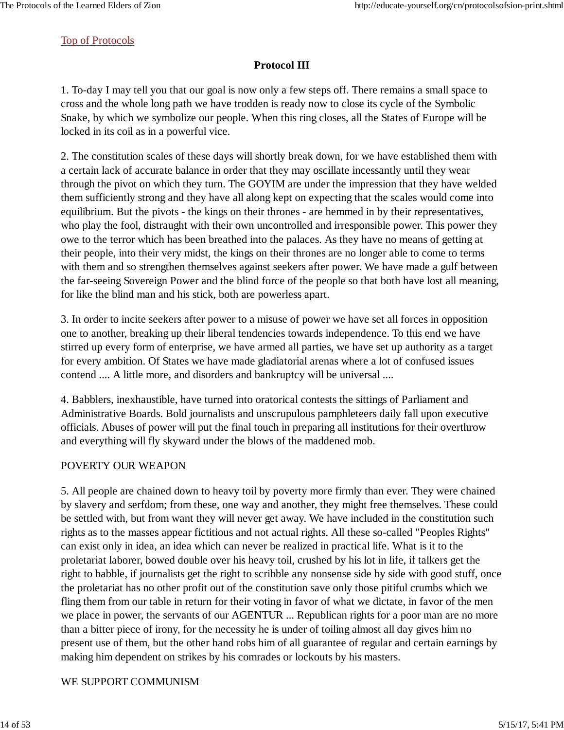[Top of Protocols](http://educate-yourself.org/cn/protocolsofsion-print.shtml)

## Protocol III

1. To-day I may tell you that our goal is now only a few steps off. There remains a small space to cross and the whole long path we have trodden is ready now to close its cycle of the Symbolic Snake, by which we symbolize our people. When this ring closes, all the States of Europe will be locked in its coil as in a powerful vice.

2. The constitution scales of these days will shortly break down, for we have established them with a certain lack of accurate balance in order that they may oscillate incessantly until they wear through the pivot on which they turn. The GOYIM are under the impression that they have welded them sufficiently strong and they have all along kept on expecting that the scales would come into equilibrium. But the pivots - the kings on their thrones - are hemmed in by their representatives, who play the fool, distraught with their own uncontrolled and irresponsible power. This power they owe to the terror which has been breathed into the palaces. As they have no means of getting at their people, into their very midst, the kings on their thrones are no longer able to come to terms with them and so strengthen themselves against seekers after power. We have made a gulf between the far-seeing Sovereign Power and the blind force of the people so that both have lost all meaning, for like the blind man and his stick, both are powerless apart.

3. In order to incite seekers after power to a misuse of power we have set all forces in opposition one to another, breaking up their liberal tendencies towards independence. To this end we have stirred up every form of enterprise, we have armed all parties, we have set up authority as a target for every ambition. Of States we have made gladiatorial arenas where a lot of confused issues contend .... A little more, and disorders and bankruptcy will be universal ....

4. Babblers, inexhaustible, have turned into oratorical contests the sittings of Parliament and Administrative Boards. Bold journalists and unscrupulous pamphleteers daily fall upon executive officials. Abuses of power will put the final touch in preparing all institutions for their overthrow and everything will fly skyward under the blows of the maddened mob.

POVERTY OUR WEAPON

5. All people are chained down to heavy toil by poverty more firmly than ever. They were chained by slavery and serfdom; from these, one way and another, they might free themselves. These could be settled with, but from want they will never get away. We have included in the constitution such rights as to the masses appear fictitious and not actual rights. All these so-called "Peoples Rights" can exist only in idea, an idea which can never be realized in practical life. What is it to the proletariat laborer, bowed double over his heavy toil, crushed by his lot in life, if talkers get the right to babble, if journalists get the right to scribble any nonsense side by side with good stuff, once the proletariat has no other profit out of the constitution save only those pitiful crumbs which we fling them from our table in return for their voting in favor of what we dictate, in favor of the men we place in power, the servants of our AGENTUR ... Republican rights for a poor man are no more than a bitter piece of irony, for the necessity he is under of toiling almost all day gives him no present use of them, but the other hand robs him of all guarantee of regular and certain earnings by making him dependent on strikes by his comrades or lockouts by his masters.

WE SUPPORT COMMUNISM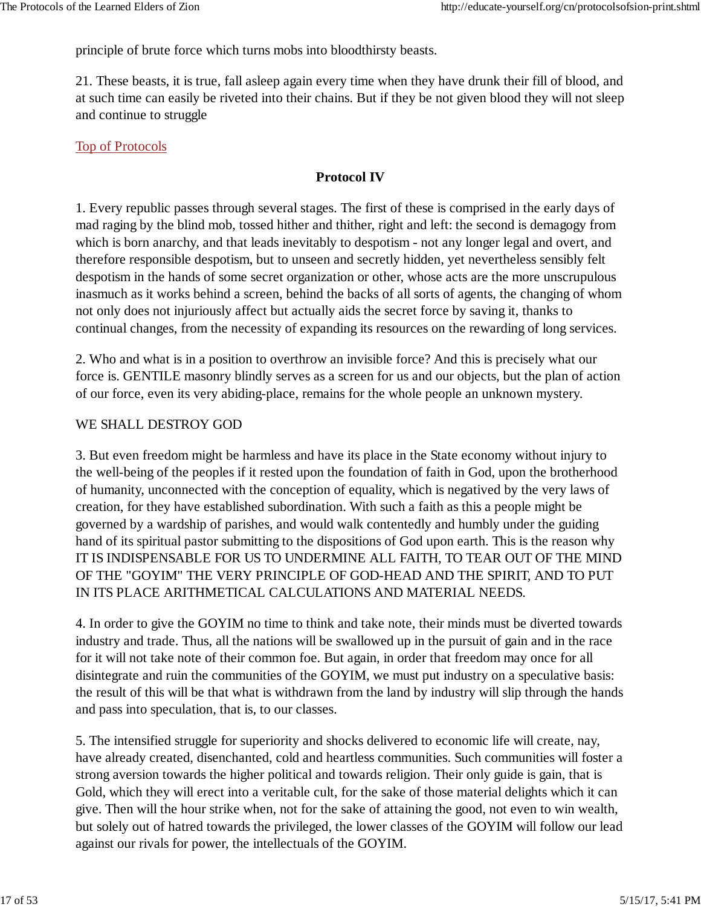principle of brute force which turns mobs into bloodthirsty beasts.

21. These beasts, it is true, fall asleep again every time when they have drunk their fill of blood, and at such time can easily be riveted into their chains. But if they be not given blood they will not sleep and continue to struggle

Top of Protocols

### Protocol IV

1. Every republic passes through several stages. The first of these is comprised in the early days of mad raging by the blind mob, tossed hither and thither, right and left: the second is demagogy from which is born anarchy, and that leads inevitably to despotism - not any longer legal and overt, and therefore responsible despotism, but to unseen and secretly hidden, yet nevertheless sensibly felt despotism in the hands of some secret organization or other, whose acts are the more unscrupulous inasmuch as it works behind a screen, behind the backs of all sorts of agents, the changing of whom not only does not injuriously affect but actually aids the secret force by saving it, thanks to continual changes, from the necessity of expanding its resources on the rewarding of long services.

2. Who and what is in a position to overthrow an invisible force? And this is precisely what our force is. GENTILE masonry blindly serves as a screen for us and our objects, but the plan of action of our force, even its very abiding-place, remains for the whole people an unknown mystery.

WE SHALL DESTROY GOD

3. But even freedom might be harmless and have its place in the State economy without injury to the well-being of the peoples if it rested upon the foundation of faith in God, upon the brotherhood of humanity, unconnected with the conception of equality, which is negatived by the very laws of creation, for they have established subordination. With such a faith as this a people might be governed by a wardship of parishes, and would walk contentedly and humbly under the guiding hand of its spiritual pastor submitting to the dispositions of God upon earth. This is the reason why IT IS INDISPENSABLE FOR US TO UNDERMINE ALL FAITH, TO TEAR OUT OF THE MIND OF THE "GOYIM" THE VERY PRINCIPLE OF GOD-HEAD AND THE SPIRIT, AND TO PUT IN ITS PLACE ARITHMETICAL CALCULATIONS AND MATERIAL NEEDS.

4. In order to give the GOYIM no time to think and take note, their minds must be diverted towards industry and trade. Thus, all the nations will be swallowed up in the pursuit of gain and in the race for it will not take note of their common foe. But again, in order that freedom may once for all disintegrate and ruin the communities of the GOYIM, we must put industry on a speculative basis: the result of this will be that what is withdrawn from the land by industry will slip through the hands and pass into speculation, that is, to our classes.

5. The intensified struggle for superiority and shocks delivered to economic life will create, nay, have already created, disenchanted, cold and heartless communities. Such communities will foster a strong aversion towards the higher political and towards religion. Their only guide is gain, that is Gold, which they will erect into a veritable cult, for the sake of those material delights which it can give. Then will the hour strike when, not for the sake of attaining the good, not even to win wealth, but solely out of hatred towards the privileged, the lower classes of the GOYIM will follow our lead against our rivals for power, the intellectuals of the GOYIM.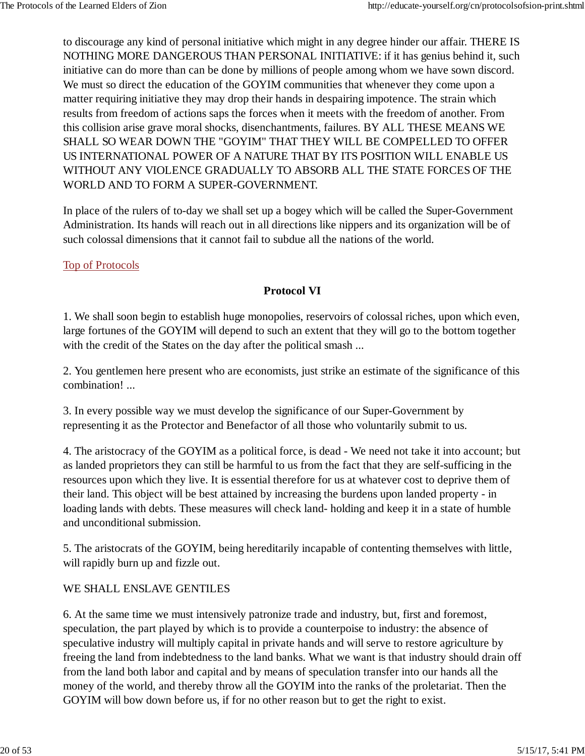to discourage any kind of personal initiative which might in any degree hinder our affair. THERE IS NOTHING MORE DANGEROUS THAN PERSONAL INITIATIVE: if it has genius behind it, such initiative can do more than can be done by millions of people among whom we have sown discord. We must so direct the education of the GOYIM communities that whenever they come upon a matter requiring initiative they may drop their hands in despairing impotence. The strain which results from freedom of actions saps the forces when it meets with the freedom of another. From this collision arise grave moral shocks, disenchantments, failures. BY ALL THESE MEANS WE SHALL SO WEAR DOWN THE "GOYIM" THAT THEY WILL BE COMPELLED TO OFFER US INTERNATIONAL POWER OF A NATURE THAT BY ITS POSITION WILL ENABLE US WITHOUT ANY VIOLENCE GRADUALLY TO ABSORB ALL THE STATE FORCES OF THE WORLD AND TO FORM A SUPER-GOVERNMENT.

In place of the rulers of to-day we shall set up a bogey which will be called the Super-Government Administration. Its hands will reach out in all directions like nippers and its organization will be of such colossal dimensions that it cannot fail to subdue all the nations of the world.

Top of Protocols

## Protocol VI

1. We shall soon begin to establish huge monopolies, reservoirs of colossal riches, upon which even, large fortunes of the GOYIM will depend to such an extent that they will go to the bottom together with the credit of the States on the day after the political smash ...

2. You gentlemen here present who are economists, just strike an estimate of the significance of this combination! ...

3. In every possible way we must develop the significance of our Super-Government by representing it as the Protector and Benefactor of all those who voluntarily submit to us.

4. The aristocracy of the GOYIM as a political force, is dead - We need not take it into account; but as landed proprietors they can still be harmful to us from the fact that they are self-sufficing in the resources upon which they live. It is essential therefore for us at whatever cost to deprive them of their land. This object will be best attained by increasing the burdens upon landed property - in loading lands with debts. These measures will check land- holding and keep it in a state of humble and unconditional submission.

5. The aristocrats of the GOYIM, being hereditarily incapable of contenting themselves with little, will rapidly burn up and fizzle out.

WE SHALL ENSLAVE GENTILES

6. At the same time we must intensively patronize trade and industry, but, first and foremost, speculation, the part played by which is to provide a counterpoise to industry: the absence of speculative industry will multiply capital in private hands and will serve to restore agriculture by freeing the land from indebtedness to the land banks. What we want is that industry should drain off from the land both labor and capital and by means of speculation transfer into our hands all the money of the world, and thereby throw all the GOYIM into the ranks of the proletariat. Then the GOYIM will bow down before us, if for no other reason but to get the right to exist.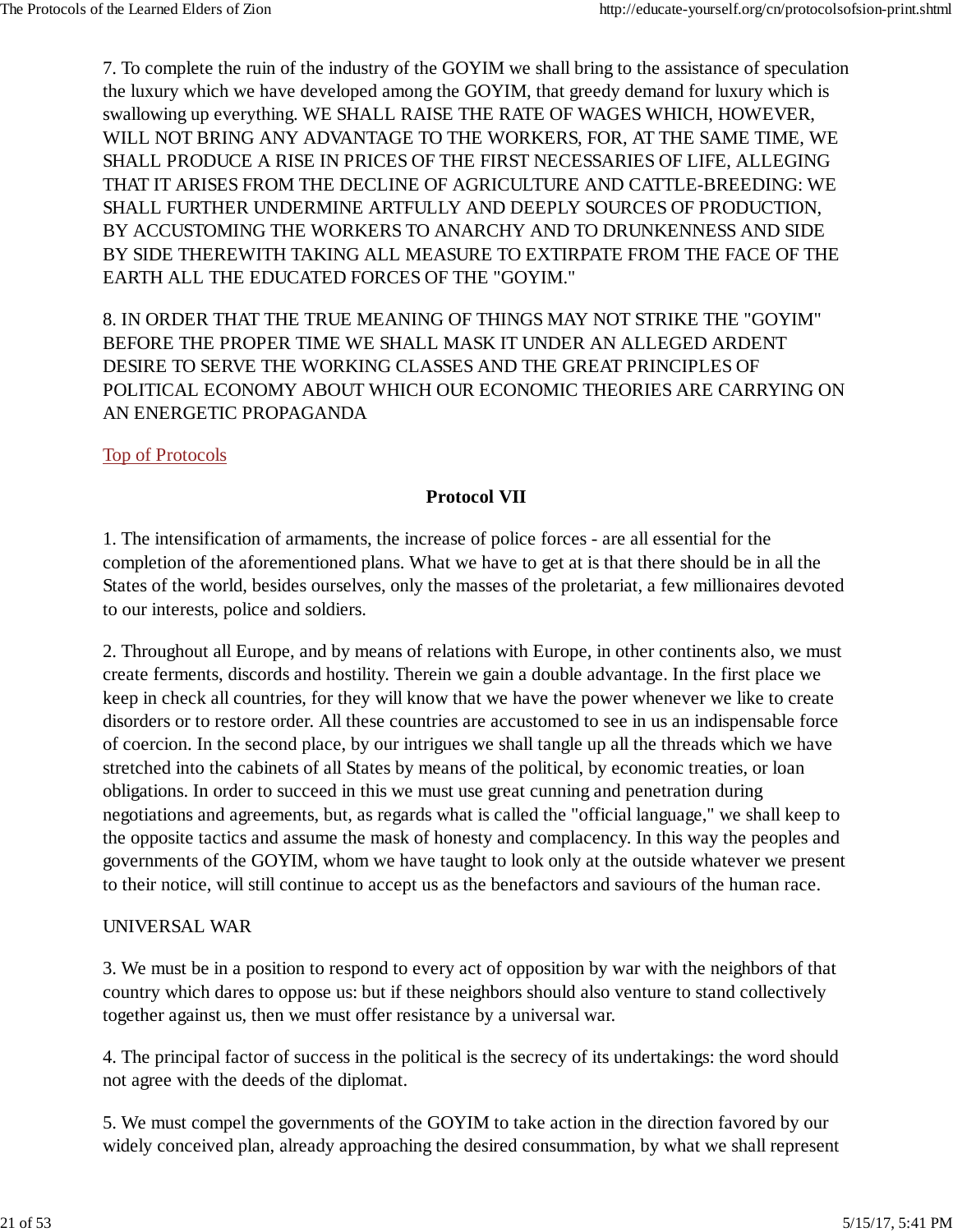7. To complete the ruin of the industry of the GOYIM we shall bring to the assistance of speculation the luxury which we have developed among the GOYIM, that greedy demand for luxury which is swallowing up everything. WE SHALL RAISE THE RATE OF WAGES WHICH, HOWEVER, WILL NOT BRING ANY ADVANTAGE TO THE WORKERS, FOR, AT THE SAME TIME, WE SHALL PRODUCE A RISE IN PRICES OF THE FIRST NECESSARIES OF LIFE, ALLEGING THAT IT ARISES FROM THE DECLINE OF AGRICULTURE AND CATTLE-BREEDING: WE SHALL FURTHER UNDERMINE ARTFULLY AND DEEPLY SOURCES OF PRODUCTION, BY ACCUSTOMING THE WORKERS TO ANARCHY AND TO DRUNKENNESS AND SIDE BY SIDE THEREWITH TAKING ALL MEASURE TO EXTIRPATE FROM THE FACE OF THE EARTH ALL THE EDUCATED FORCES OF THE "GOYIM."

8. IN ORDER THAT THE TRUE MEANING OF THINGS MAY NOT STRIKE THE "GOYIM" BEFORE THE PROPER TIME WE SHALL MASK IT UNDER AN ALLEGED ARDENT DESIRE TO SERVE THE WORKING CLASSES AND THE GREAT PRINCIPLES OF POLITICAL ECONOMY ABOUT WHICH OUR ECONOMIC THEORIES ARE CARRYING ON AN ENERGETIC PROPAGANDA

Top of Protocols

## Protocol VII

1. The intensification of armaments, the increase of police forces - are all essential for the completion of the aforementioned plans. What we have to get at is that there should be in all the States of the world, besides ourselves, only the masses of the proletariat, a few millionaires devoted to our interests, police and soldiers.

2. Throughout all Europe, and by means of relations with Europe, in other continents also, we must create ferments, discords and hostility. Therein we gain a double advantage. In the first place we keep in check all countries, for they will know that we have the power whenever we like to create disorders or to restore order. All these countries are accustomed to see in us an indispensable force of coercion. In the second place, by our intrigues we shall tangle up all the threads which we have stretched into the cabinets of all States by means of the political, by economic treaties, or loan obligations. In order to succeed in this we must use great cunning and penetration during negotiations and agreements, but, as regards what is called the "official language," we shall keep to the opposite tactics and assume the mask of honesty and complacency. In this way the peoples and governments of the GOYIM, whom we have taught to look only at the outside whatever we present to their notice, will still continue to accept us as the benefactors and saviours of the human race.

UNIVERSAL WAR

3. We must be in a position to respond to every act of opposition by war with the neighbors of that country which dares to oppose us: but if these neighbors should also venture to stand collectively together against us, then we must offer resistance by a universal war.

4. The principal factor of success in the political is the secrecy of its undertakings: the word should not agree with the deeds of the diplomat.

5. We must compel the governments of the GOYIM to take action in the direction favored by our widely conceived plan, already approaching the desired consummation, by what we shall represent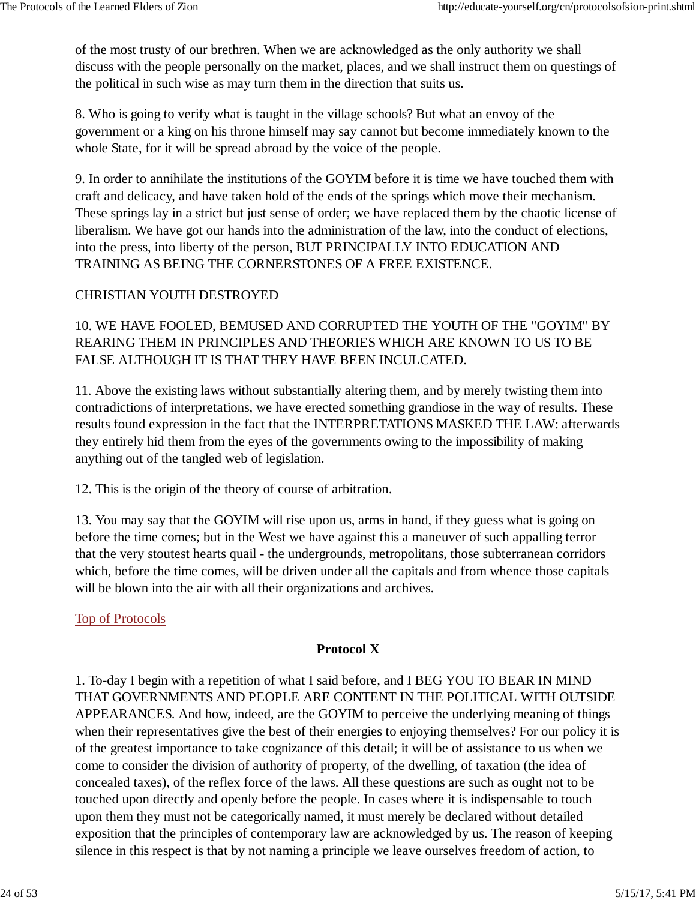of the most trusty of our brethren. When we are acknowledged as the only authority we shall discuss with the people personally on the market, places, and we shall instruct them on questings of the political in such wise as may turn them in the direction that suits us.

8. Who is going to verify what is taught in the village schools? But what an envoy of the government or a king on his throne himself may say cannot but become immediately known to the whole State, for it will be spread abroad by the voice of the people.

9. In order to annihilate the institutions of the GOYIM before it is time we have touched them with craft and delicacy, and have taken hold of the ends of the springs which move their mechanism. These springs lay in a strict but just sense of order; we have replaced them by the chaotic license of liberalism. We have got our hands into the administration of the law, into the conduct of elections, into the press, into liberty of the person, BUT PRINCIPALLY INTO EDUCATION AND TRAINING AS BEING THE CORNERSTONES OF A FREE EXISTENCE.

CHRISTIAN YOUTH DESTROYED

10. WE HAVE FOOLED, BEMUSED AND CORRUPTED THE YOUTH OF THE "GOYIM" BY REARING THEM IN PRINCIPLES AND THEORIES WHICH ARE KNOWN TO US TO BE FALSE ALTHOUGH IT IS THAT THEY HAVE BEEN INCULCATED.

11. Above the existing laws without substantially altering them, and by merely twisting them into contradictions of interpretations, we have erected something grandiose in the way of results. These results found expression in the fact that the INTERPRETATIONS MASKED THE LAW: afterwards they entirely hid them from the eyes of the governments owing to the impossibility of making anything out of the tangled web of legislation.

12. This is the origin of the theory of course of arbitration.

13. You may say that the GOYIM will rise upon us, arms in hand, if they guess what is going on before the time comes; but in the West we have against this a maneuver of such appalling terror that the very stoutest hearts quail - the undergrounds, metropolitans, those subterranean corridors which, before the time comes, will be driven under all the capitals and from whence those capitals will be blown into the air with all their organizations and archives.

Top of Protocols

## Protocol X

1. To-day I begin with a repetition of what I said before, and I BEG YOU TO BEAR IN MIND THAT GOVERNMENTS AND PEOPLE ARE CONTENT IN THE POLITICAL WITH OUTSIDE APPEARANCES. And how, indeed, are the GOYIM to perceive the underlying meaning of things when their representatives give the best of their energies to enjoying themselves? For our policy it is of the greatest importance to take cognizance of this detail; it will be of assistance to us when we come to consider the division of authority of property, of the dwelling, of taxation (the idea of concealed taxes), of the reflex force of the laws. All these questions are such as ought not to be touched upon directly and openly before the people. In cases where it is indispensable to touch upon them they must not be categorically named, it must merely be declared without detailed exposition that the principles of contemporary law are acknowledged by us. The reason of keeping silence in this respect is that by not naming a principle we leave ourselves freedom of action, to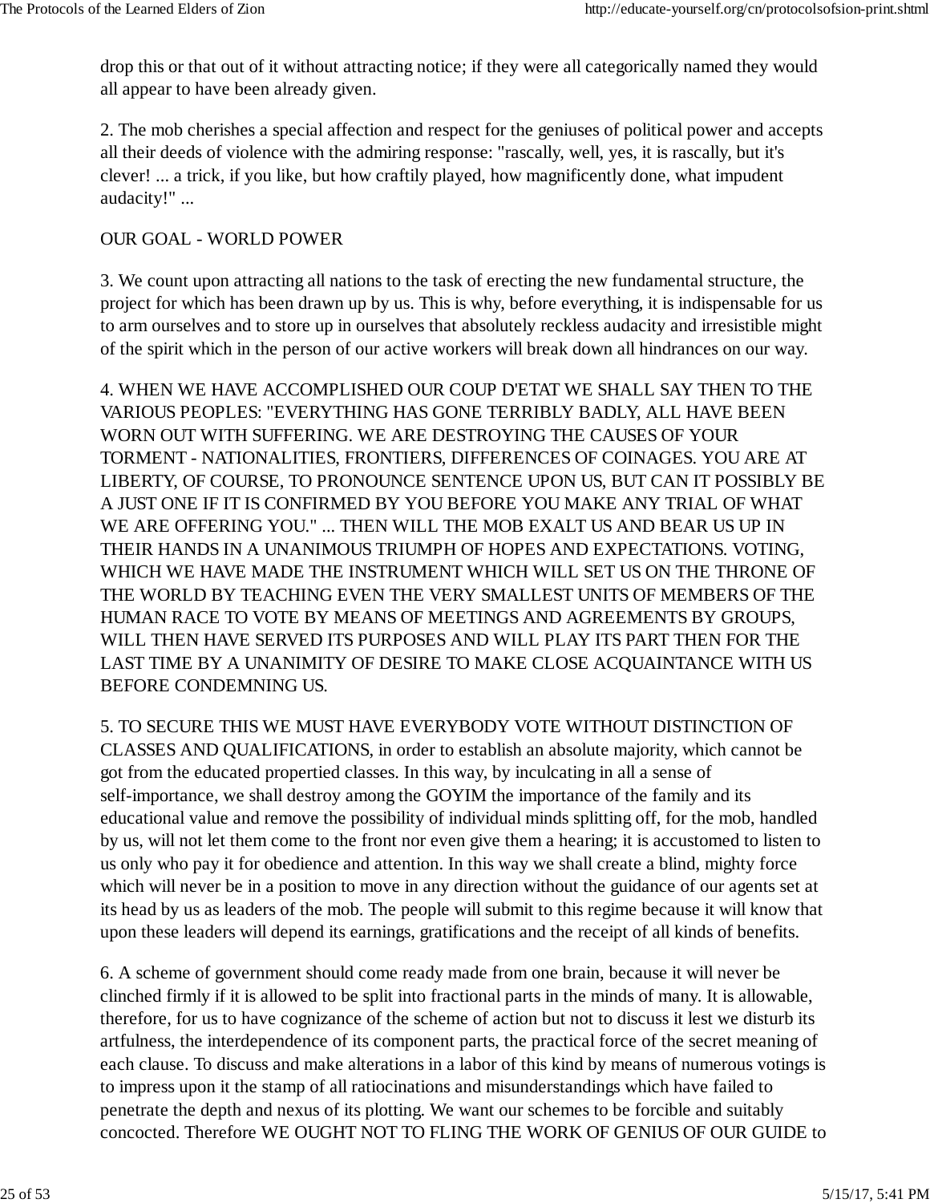drop this or that out of it without attracting notice; if they were all categorically named they would all appear to have been already given.

2. The mob cherishes a special affection and respect for the geniuses of political power and accepts all their deeds of violence with the admiring response: "rascally, well, yes, it is rascally, but it's clever! ... a trick, if you like, but how craftily played, how magnificently done, what impudent audacity!" ...

OUR GOAL - WORLD POWER

3. We count upon attracting all nations to the task of erecting the new fundamental structure, the project for which has been drawn up by us. This is why, before everything, it is indispensable for us to arm ourselves and to store up in ourselves that absolutely reckless audacity and irresistible might of the spirit which in the person of our active workers will break down all hindrances on our way.

4. WHEN WE HAVE ACCOMPLISHED OUR COUP D'ETAT WE SHALL SAY THEN TO THE VARIOUS PEOPLES: "EVERYTHING HAS GONE TERRIBLY BADLY, ALL HAVE BEEN WORN OUT WITH SUFFERING. WE ARE DESTROYING THE CAUSES OF YOUR TORMENT - NATIONALITIES, FRONTIERS, DIFFERENCES OF COINAGES. YOU ARE AT LIBERTY, OF COURSE, TO PRONOUNCE SENTENCE UPON US, BUT CAN IT POSSIBLY BE A JUST ONE IF IT IS CONFIRMED BY YOU BEFORE YOU MAKE ANY TRIAL OF WHAT WE ARE OFFERING YOU." ... THEN WILL THE MOB EXALT US AND BEAR US UP IN THEIR HANDS IN A UNANIMOUS TRIUMPH OF HOPES AND EXPECTATIONS. VOTING, WHICH WE HAVE MADE THE INSTRUMENT WHICH WILL SET US ON THE THRONE OF THE WORLD BY TEACHING EVEN THE VERY SMALLEST UNITS OF MEMBERS OF THE HUMAN RACE TO VOTE BY MEANS OF MEETINGS AND AGREEMENTS BY GROUPS, WILL THEN HAVE SERVED ITS PURPOSES AND WILL PLAY ITS PART THEN FOR THE LAST TIME BY A UNANIMITY OF DESIRE TO MAKE CLOSE ACQUAINTANCE WITH US BEFORE CONDEMNING US.

5. TO SECURE THIS WE MUST HAVE EVERYBODY VOTE WITHOUT DISTINCTION OF CLASSES AND QUALIFICATIONS, in order to establish an absolute majority, which cannot be got from the educated propertied classes. In this way, by inculcating in all a sense of self-importance, we shall destroy among the GOYIM the importance of the family and its educational value and remove the possibility of individual minds splitting off, for the mob, handled by us, will not let them come to the front nor even give them a hearing; it is accustomed to listen to us only who pay it for obedience and attention. In this way we shall create a blind, mighty force which will never be in a position to move in any direction without the guidance of our agents set at its head by us as leaders of the mob. The people will submit to this regime because it will know that upon these leaders will depend its earnings, gratifications and the receipt of all kinds of benefits.

6. A scheme of government should come ready made from one brain, because it will never be clinched firmly if it is allowed to be split into fractional parts in the minds of many. It is allowable, therefore, for us to have cognizance of the scheme of action but not to discuss it lest we disturb its artfulness, the interdependence of its component parts, the practical force of the secret meaning of each clause. To discuss and make alterations in a labor of this kind by means of numerous votings is to impress upon it the stamp of all ratiocinations and misunderstandings which have failed to penetrate the depth and nexus of its plotting. We want our schemes to be forcible and suitably concocted. Therefore WE OUGHT NOT TO FLING THE WORK OF GENIUS OF OUR GUIDE to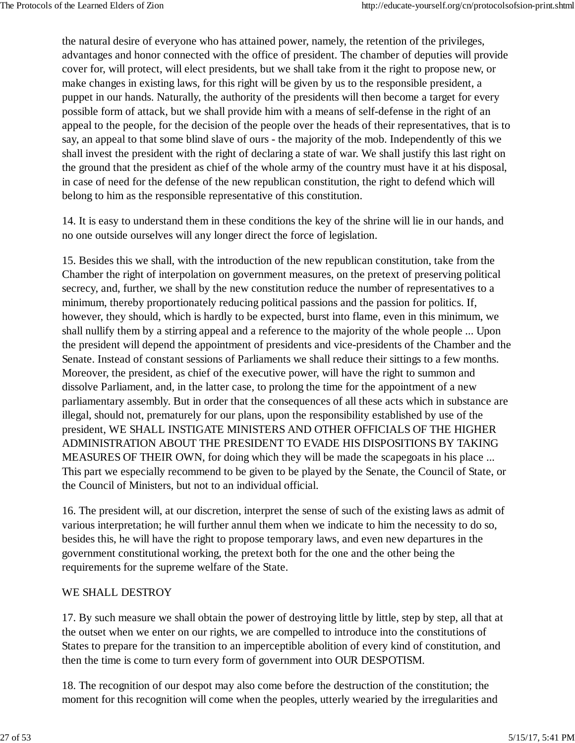the natural desire of everyone who has attained power, namely, the retention of the privileges, advantages and honor connected with the office of president. The chamber of deputies will provide cover for, will protect, will elect presidents, but we shall take from it the right to propose new, or make changes in existing laws, for this right will be given by us to the responsible president, a puppet in our hands. Naturally, the authority of the presidents will then become a target for every possible form of attack, but we shall provide him with a means of self-defense in the right of an appeal to the people, for the decision of the people over the heads of their representatives, that is to say, an appeal to that some blind slave of ours - the majority of the mob. Independently of this we shall invest the president with the right of declaring a state of war. We shall justify this last right on the ground that the president as chief of the whole army of the country must have it at his disposal, in case of need for the defense of the new republican constitution, the right to defend which will belong to him as the responsible representative of this constitution.

14. It is easy to understand them in these conditions the key of the shrine will lie in our hands, and no one outside ourselves will any longer direct the force of legislation.

15. Besides this we shall, with the introduction of the new republican constitution, take from the Chamber the right of interpolation on government measures, on the pretext of preserving political secrecy, and, further, we shall by the new constitution reduce the number of representatives to a minimum, thereby proportionately reducing political passions and the passion for politics. If, however, they should, which is hardly to be expected, burst into flame, even in this minimum, we shall nullify them by a stirring appeal and a reference to the majority of the whole people ... Upon the president will depend the appointment of presidents and vice-presidents of the Chamber and the Senate. Instead of constant sessions of Parliaments we shall reduce their sittings to a few months. Moreover, the president, as chief of the executive power, will have the right to summon and dissolve Parliament, and, in the latter case, to prolong the time for the appointment of a new parliamentary assembly. But in order that the consequences of all these acts which in substance are illegal, should not, prematurely for our plans, upon the responsibility established by use of the president, WE SHALL INSTIGATE MINISTERS AND OTHER OFFICIALS OF THE HIGHER ADMINISTRATION ABOUT THE PRESIDENT TO EVADE HIS DISPOSITIONS BY TAKING MEASURES OF THEIR OWN, for doing which they will be made the scapegoats in his place ... This part we especially recommend to be given to be played by the Senate, the Council of State, or the Council of Ministers, but not to an individual official.

16. The president will, at our discretion, interpret the sense of such of the existing laws as admit of various interpretation; he will further annul them when we indicate to him the necessity to do so, besides this, he will have the right to propose temporary laws, and even new departures in the government constitutional working, the pretext both for the one and the other being the requirements for the supreme welfare of the State.

WE SHALL DESTROY

17. By such measure we shall obtain the power of destroying little by little, step by step, all that at the outset when we enter on our rights, we are compelled to introduce into the constitutions of States to prepare for the transition to an imperceptible abolition of every kind of constitution, and then the time is come to turn every form of government into OUR DESPOTISM.

18. The recognition of our despot may also come before the destruction of the constitution; the moment for this recognition will come when the peoples, utterly wearied by the irregularities and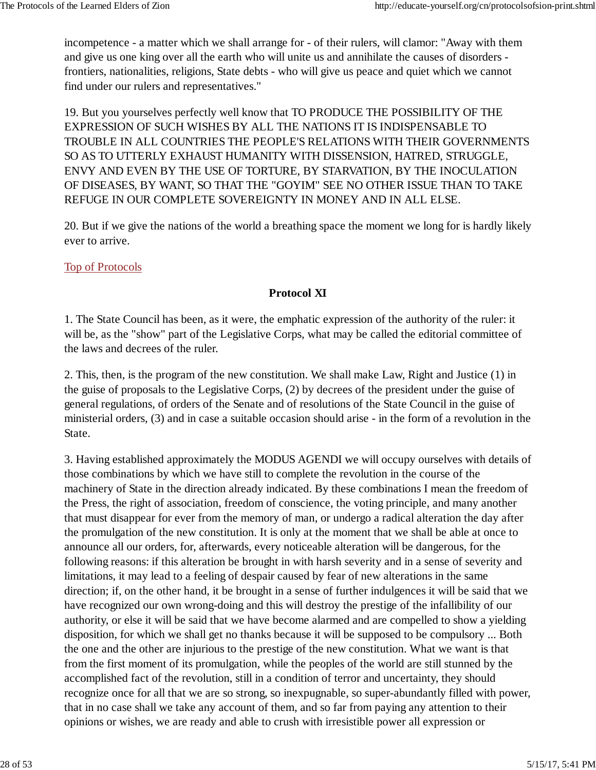incompetence - a matter which we shall arrange for - of their rulers, will clamor: "Away with them and give us one king over all the earth who will unite us and annihilate the causes of disorders - frontiers, nationalities, religions, State debts - who will give us peace and quiet which we cannot find under our rulers and representatives."

19. But you yourselves perfectly well know that TO PRODUCE THE POSSIBILITY OF THE EXPRESSION OF SUCH WISHES BY ALL THE NATIONS IT IS INDISPENSABLE TO TROUBLE IN ALL COUNTRIES THE PEOPLE'S RELATIONS WITH THEIR GOVERNMENTS SO AS TO UTTERLY EXHAUST HUMANITY WITH DISSENSION, HATRED, STRUGGLE, ENVY AND EVEN BY THE USE OF TORTURE, BY STARVATION, BY THE INOCULATION OF DISEASES, BY WANT, SO THAT THE "GOYIM" SEE NO OTHER ISSUE THAN TO TAKE REFUGE IN OUR COMPLETE SOVEREIGNTY IN MONEY AND IN ALL ELSE.

20. But if we give the nations of the world a breathing space the moment we long for is hardly likely ever to arrive.

Top of Protocols

## Protocol XI

1. The State Council has been, as it were, the emphatic expression of the authority of the ruler: it will be, as the "show" part of the Legislative Corps, what may be called the editorial committee of the laws and decrees of the ruler.

2. This, then, is the program of the new constitution. We shall make Law, Right and Justice (1) in the guise of proposals to the Legislative Corps, (2) by decrees of the president under the guise of general regulations, of orders of the Senate and of resolutions of the State Council in the guise of ministerial orders, (3) and in case a suitable occasion should arise - in the form of a revolution in the State.

3. Having established approximately the MODUS AGENDI we will occupy ourselves with details of those combinations by which we have still to complete the revolution in the course of the machinery of State in the direction already indicated. By these combinations I mean the freedom of the Press, the right of association, freedom of conscience, the voting principle, and many another that must disappear for ever from the memory of man, or undergo a radical alteration the day after the promulgation of the new constitution. It is only at the moment that we shall be able at once to announce all our orders, for, afterwards, every noticeable alteration will be dangerous, for the following reasons: if this alteration be brought in with harsh severity and in a sense of severity and limitations, it may lead to a feeling of despair caused by fear of new alterations in the same direction; if, on the other hand, it be brought in a sense of further indulgences it will be said that we have recognized our own wrong-doing and this will destroy the prestige of the infallibility of our authority, or else it will be said that we have become alarmed and are compelled to show a yielding disposition, for which we shall get no thanks because it will be supposed to be compulsory ... Both the one and the other are injurious to the prestige of the new constitution. What we want is that from the first moment of its promulgation, while the peoples of the world are still stunned by the accomplished fact of the revolution, still in a condition of terror and uncertainty, they should recognize once for all that we are so strong, so inexpugnable, so super-abundantly filled with power, that in no case shall we take any account of them, and so far from paying any attention to their opinions or wishes, we are ready and able to crush with irresistible power all expression or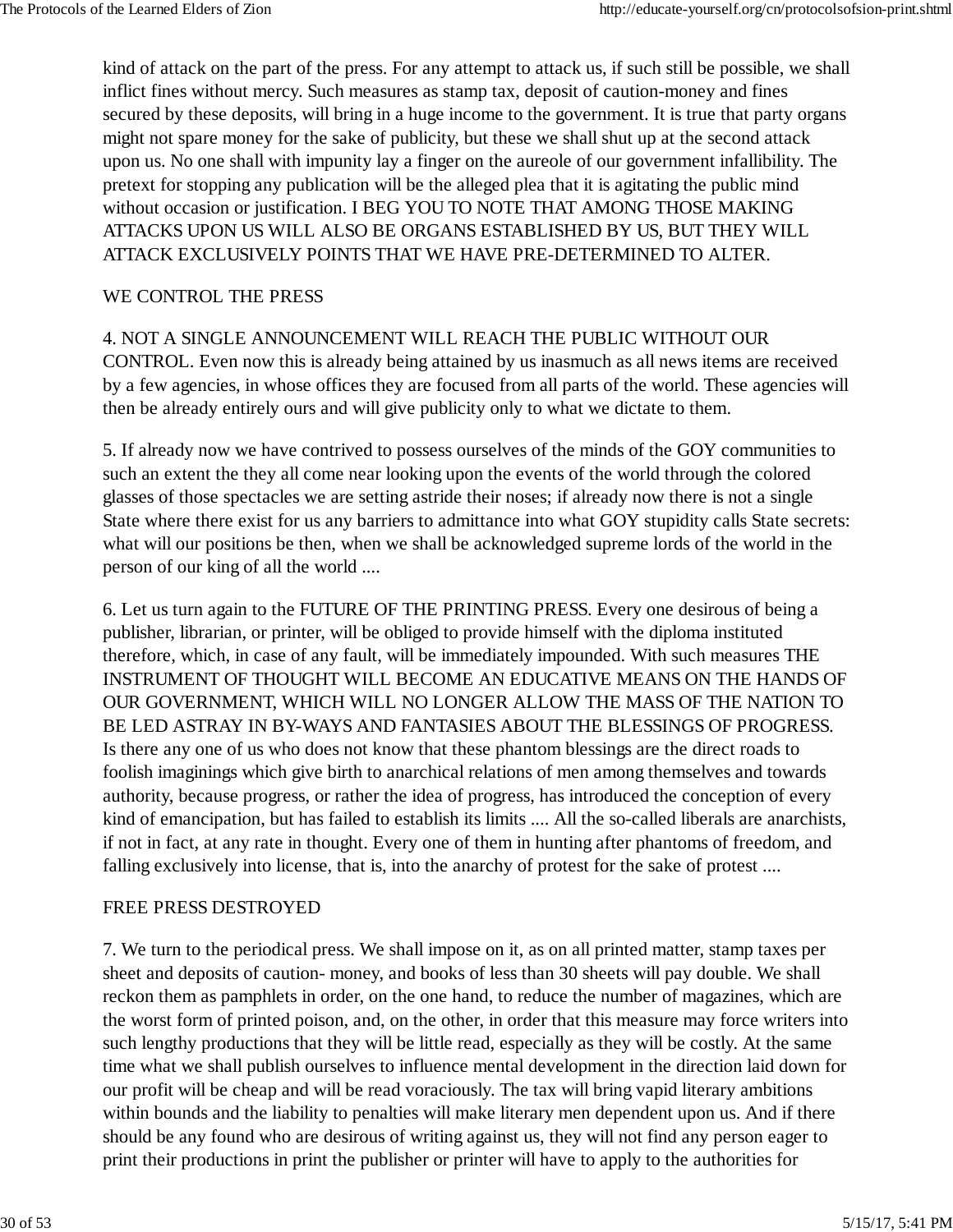kind of attack on the part of the press. For any attempt to attack us, if such still be possible, we shall inflict fines without mercy. Such measures as stamp tax, deposit of caution-money and fines secured by these deposits, will bring in a huge income to the government. It is true that party organs might not spare money for the sake of publicity, but these we shall shut up at the second attack upon us. No one shall with impunity lay a finger on the aureole of our government infallibility. The pretext for stopping any publication will be the alleged plea that it is agitating the public mind without occasion or justification. I BEG YOU TO NOTE THAT AMONG THOSE MAKING ATTACKS UPON US WILL ALSO BE ORGANS ESTABLISHED BY US, BUT THEY WILL ATTACK EXCLUSIVELY POINTS THAT WE HAVE PRE-DETERMINED TO ALTER.

WE CONTROL THE PRESS

4. NOT A SINGLE ANNOUNCEMENT WILL REACH THE PUBLIC WITHOUT OUR CONTROL. Even now this is already being attained by us inasmuch as all news items are received by a few agencies, in whose offices they are focused from all parts of the world. These agencies will then be already entirely ours and will give publicity only to what we dictate to them.

5. If already now we have contrived to possess ourselves of the minds of the GOY communities to such an extent the they all come near looking upon the events of the world through the colored glasses of those spectacles we are setting astride their noses; if already now there is not a single State where there exist for us any barriers to admittance into what GOY stupidity calls State secrets: what will our positions be then, when we shall be acknowledged supreme lords of the world in the person of our king of all the world ....

6. Let us turn again to the FUTURE OF THE PRINTING PRESS. Every one desirous of being a publisher, librarian, or printer, will be obliged to provide himself with the diploma instituted therefore, which, in case of any fault, will be immediately impounded. With such measures THE INSTRUMENT OF THOUGHT WILL BECOME AN EDUCATIVE MEANS ON THE HANDS OF OUR GOVERNMENT, WHICH WILL NO LONGER ALLOW THE MASS OF THE NATION TO BE LED ASTRAY IN BY-WAYS AND FANTASIES ABOUT THE BLESSINGS OF PROGRESS. Is there any one of us who does not know that these phantom blessings are the direct roads to foolish imaginings which give birth to anarchical relations of men among themselves and towards authority, because progress, or rather the idea of progress, has introduced the conception of every kind of emancipation, but has failed to establish its limits .... All the so-called liberals are anarchists, if not in fact, at any rate in thought. Every one of them in hunting after phantoms of freedom, and falling exclusively into license, that is, into the anarchy of protest for the sake of protest ....

FREE PRESS DESTROYED

7. We turn to the periodical press. We shall impose on it, as on all printed matter, stamp taxes per sheet and deposits of caution- money, and books of less than 30 sheets will pay double. We shall reckon them as pamphlets in order, on the one hand, to reduce the number of magazines, which are the worst form of printed poison, and, on the other, in order that this measure may force writers into such lengthy productions that they will be little read, especially as they will be costly. At the same time what we shall publish ourselves to influence mental development in the direction laid down for our profit will be cheap and will be read voraciously. The tax will bring vapid literary ambitions within bounds and the liability to penalties will make literary men dependent upon us. And if there should be any found who are desirous of writing against us, they will not find any person eager to print their productions in print the publisher or printer will have to apply to the authorities for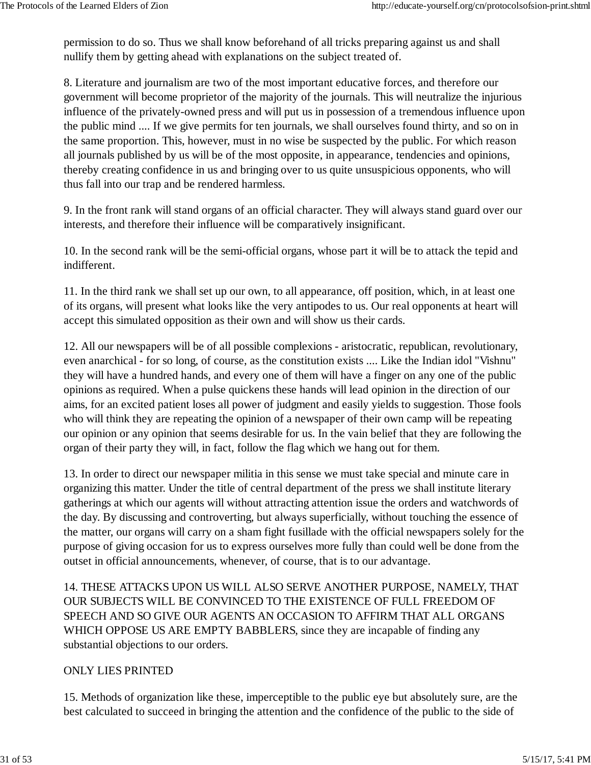permission to do so. Thus we shall know beforehand of all tricks preparing against us and shall nullify them by getting ahead with explanations on the subject treated of.

8. Literature and journalism are two of the most important educative forces, and therefore our government will become proprietor of the majority of the journals. This will neutralize the injurious influence of the privately-owned press and will put us in possession of a tremendous influence upon the public mind .... If we give permits for ten journals, we shall ourselves found thirty, and so on in the same proportion. This, however, must in no wise be suspected by the public. For which reason all journals published by us will be of the most opposite, in appearance, tendencies and opinions, thereby creating confidence in us and bringing over to us quite unsuspicious opponents, who will thus fall into our trap and be rendered harmless.

9. In the front rank will stand organs of an official character. They will always stand guard over our interests, and therefore their influence will be comparatively insignificant.

10. In the second rank will be the semi-official organs, whose part it will be to attack the tepid and indifferent.

11. In the third rank we shall set up our own, to all appearance, off position, which, in at least one of its organs, will present what looks like the very antipodes to us. Our real opponents at heart will accept this simulated opposition as their own and will show us their cards.

12. All our newspapers will be of all possible complexions - aristocratic, republican, revolutionary, even anarchical - for so long, of course, as the constitution exists .... Like the Indian idol "Vishnu" they will have a hundred hands, and every one of them will have a finger on any one of the public opinions as required. When a pulse quickens these hands will lead opinion in the direction of our aims, for an excited patient loses all power of judgment and easily yields to suggestion. Those fools who will think they are repeating the opinion of a newspaper of their own camp will be repeating our opinion or any opinion that seems desirable for us. In the vain belief that they are following the organ of their party they will, in fact, follow the flag which we hang out for them.

13. In order to direct our newspaper militia in this sense we must take special and minute care in organizing this matter. Under the title of central department of the press we shall institute literary gatherings at which our agents will without attracting attention issue the orders and watchwords of the day. By discussing and controverting, but always superficially, without touching the essence of the matter, our organs will carry on a sham fight fusillade with the official newspapers solely for the purpose of giving occasion for us to express ourselves more fully than could well be done from the outset in official announcements, whenever, of course, that is to our advantage.

14. THESE ATTACKS UPON US WILL ALSO SERVE ANOTHER PURPOSE, NAMELY, THAT OUR SUBJECTS WILL BE CONVINCED TO THE EXISTENCE OF FULL FREEDOM OF SPEECH AND SO GIVE OUR AGENTS AN OCCASION TO AFFIRM THAT ALL ORGANS WHICH OPPOSE US ARE EMPTY BABBLERS, since they are incapable of finding any substantial objections to our orders.

ONLY LIES PRINTED

15. Methods of organization like these, imperceptible to the public eye but absolutely sure, are the best calculated to succeed in bringing the attention and the confidence of the public to the side of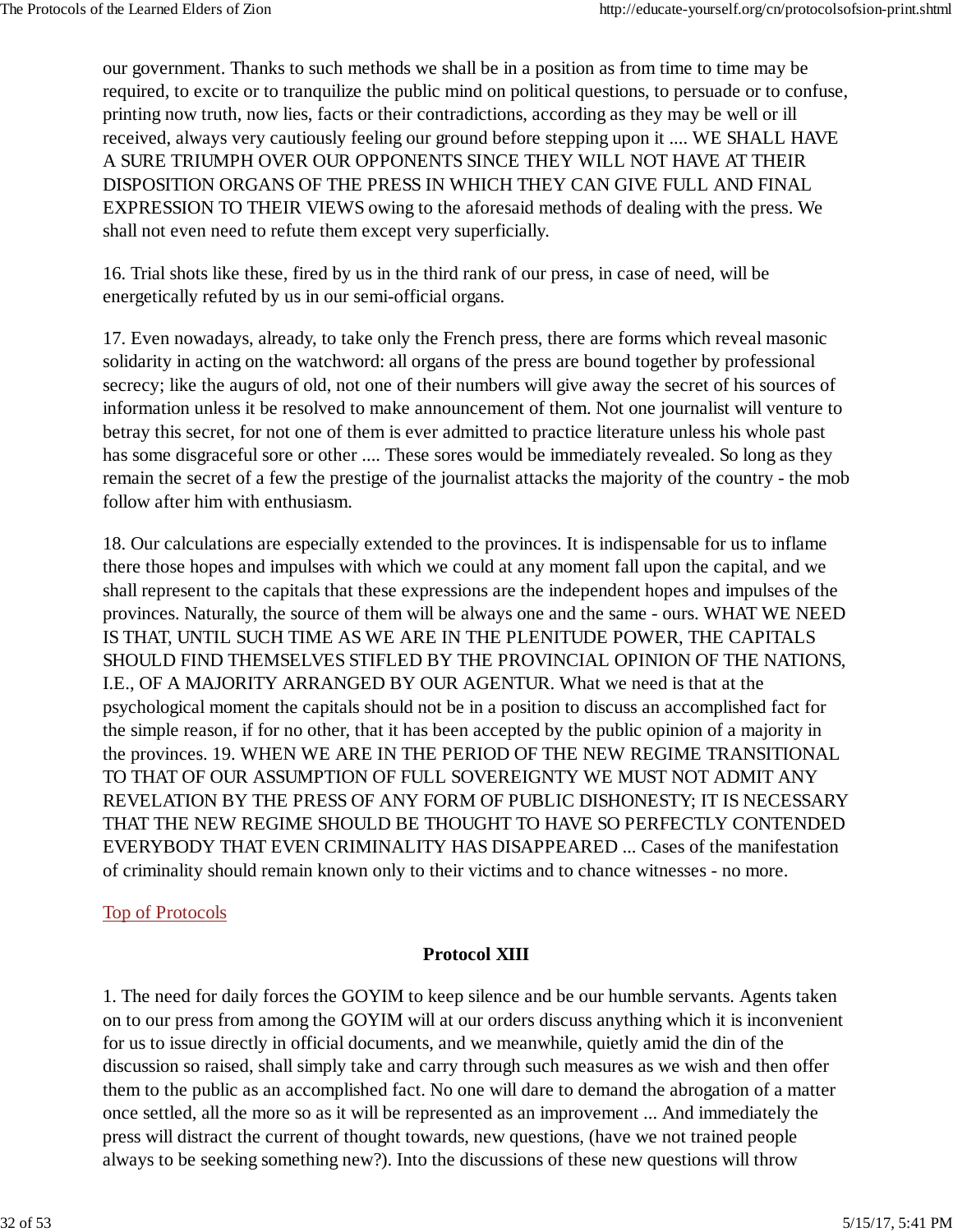our government. Thanks to such methods we shall be in a position as from time to time may be required, to excite or to tranquilize the public mind on political questions, to persuade or to confuse, printing now truth, now lies, facts or their contradictions, according as they may be well or ill received, always very cautiously feeling our ground before stepping upon it .... WE SHALL HAVE A SURE TRIUMPH OVER OUR OPPONENTS SINCE THEY WILL NOT HAVE AT THEIR DISPOSITION ORGANS OF THE PRESS IN WHICH THEY CAN GIVE FULL AND FINAL EXPRESSION TO THEIR VIEWS owing to the aforesaid methods of dealing with the press. We shall not even need to refute them except very superficially.

16. Trial shots like these, fired by us in the third rank of our press, in case of need, will be energetically refuted by us in our semi-official organs.

17. Even nowadays, already, to take only the French press, there are forms which reveal masonic solidarity in acting on the watchword: all organs of the press are bound together by professional secrecy; like the augurs of old, not one of their numbers will give away the secret of his sources of information unless it be resolved to make announcement of them. Not one journalist will venture to betray this secret, for not one of them is ever admitted to practice literature unless his whole past has some disgraceful sore or other .... These sores would be immediately revealed. So long as they remain the secret of a few the prestige of the journalist attacks the majority of the country - the mob follow after him with enthusiasm.

18. Our calculations are especially extended to the provinces. It is indispensable for us to inflame there those hopes and impulses with which we could at any moment fall upon the capital, and we shall represent to the capitals that these expressions are the independent hopes and impulses of the provinces. Naturally, the source of them will be always one and the same - ours. WHAT WE NEED IS THAT, UNTIL SUCH TIME AS WE ARE IN THE PLENITUDE POWER, THE CAPITALS SHOULD FIND THEMSELVES STIFLED BY THE PROVINCIAL OPINION OF THE NATIONS, I.E., OF A MAJORITY ARRANGED BY OUR AGENTUR. What we need is that at the psychological moment the capitals should not be in a position to discuss an accomplished fact for the simple reason, if for no other, that it has been accepted by the public opinion of a majority in the provinces. 19. WHEN WE ARE IN THE PERIOD OF THE NEW REGIME TRANSITIONAL TO THAT OF OUR ASSUMPTION OF FULL SOVEREIGNTY WE MUST NOT ADMIT ANY REVELATION BY THE PRESS OF ANY FORM OF PUBLIC DISHONESTY; IT IS NECESSARY THAT THE NEW REGIME SHOULD BE THOUGHT TO HAVE SO PERFECTLY CONTENDED EVERYBODY THAT EVEN CRIMINALITY HAS DISAPPEARED ... Cases of the manifestation of criminality should remain known only to their victims and to chance witnesses - no more.

Top of Protocols

## Protocol XIII

1. The need for daily forces the GOYIM to keep silence and be our humble servants. Agents taken on to our press from among the GOYIM will at our orders discuss anything which it is inconvenient for us to issue directly in official documents, and we meanwhile, quietly amid the din of the discussion so raised, shall simply take and carry through such measures as we wish and then offer them to the public as an accomplished fact. No one will dare to demand the abrogation of a matter once settled, all the more so as it will be represented as an improvement ... And immediately the press will distract the current of thought towards, new questions, (have we not trained people always to be seeking something new?). Into the discussions of these new questions will throw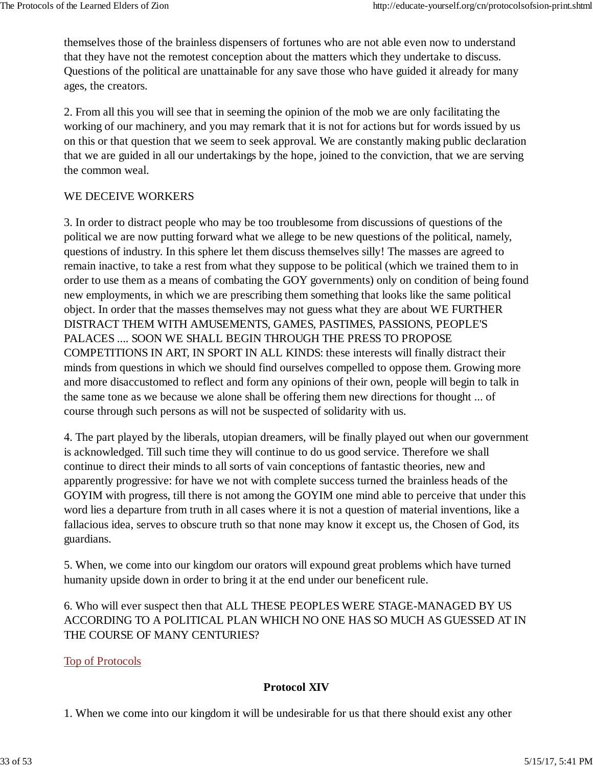themselves those of the brainless dispensers of fortunes who are not able even now to understand that they have not the remotest conception about the matters which they undertake to discuss. Questions of the political are unattainable for any save those who have guided it already for many ages, the creators.

2. From all this you will see that in seeming the opinion of the mob we are only facilitating the working of our machinery, and you may remark that it is not for actions but for words issued by us on this or that question that we seem to seek approval. We are constantly making public declaration that we are guided in all our undertakings by the hope, joined to the conviction, that we are serving the common weal.

WE DECEIVE WORKERS

3. In order to distract people who may be too troublesome from discussions of questions of the political we are now putting forward what we allege to be new questions of the political, namely, questions of industry. In this sphere let them discuss themselves silly! The masses are agreed to remain inactive, to take a rest from what they suppose to be political (which we trained them to in order to use them as a means of combating the GOY governments) only on condition of being found new employments, in which we are prescribing them something that looks like the same political object. In order that the masses themselves may not guess what they are about WE FURTHER DISTRACT THEM WITH AMUSEMENTS, GAMES, PASTIMES, PASSIONS, PEOPLE'S PALACES .... SOON WE SHALL BEGIN THROUGH THE PRESS TO PROPOSE COMPETITIONS IN ART, IN SPORT IN ALL KINDS: these interests will finally distract their minds from questions in which we should find ourselves compelled to oppose them. Growing more and more disaccustomed to reflect and form any opinions of their own, people will begin to talk in the same tone as we because we alone shall be offering them new directions for thought ... of course through such persons as will not be suspected of solidarity with us.

4. The part played by the liberals, utopian dreamers, will be finally played out when our government is acknowledged. Till such time they will continue to do us good service. Therefore we shall continue to direct their minds to all sorts of vain conceptions of fantastic theories, new and apparently progressive: for have we not with complete success turned the brainless heads of the GOYIM with progress, till there is not among the GOYIM one mind able to perceive that under this word lies a departure from truth in all cases where it is not a question of material inventions, like a fallacious idea, serves to obscure truth so that none may know it except us, the Chosen of God, its guardians.

5. When, we come into our kingdom our orators will expound great problems which have turned humanity upside down in order to bring it at the end under our beneficent rule.

6. Who will ever suspect then that ALL THESE PEOPLES WERE STAGE-MANAGED BY US ACCORDING TO A POLITICAL PLAN WHICH NO ONE HAS SO MUCH AS GUESSED AT IN THE COURSE OF MANY CENTURIES?

Top of Protocols

## Protocol XIV

1. When we come into our kingdom it will be undesirable for us that there should exist any other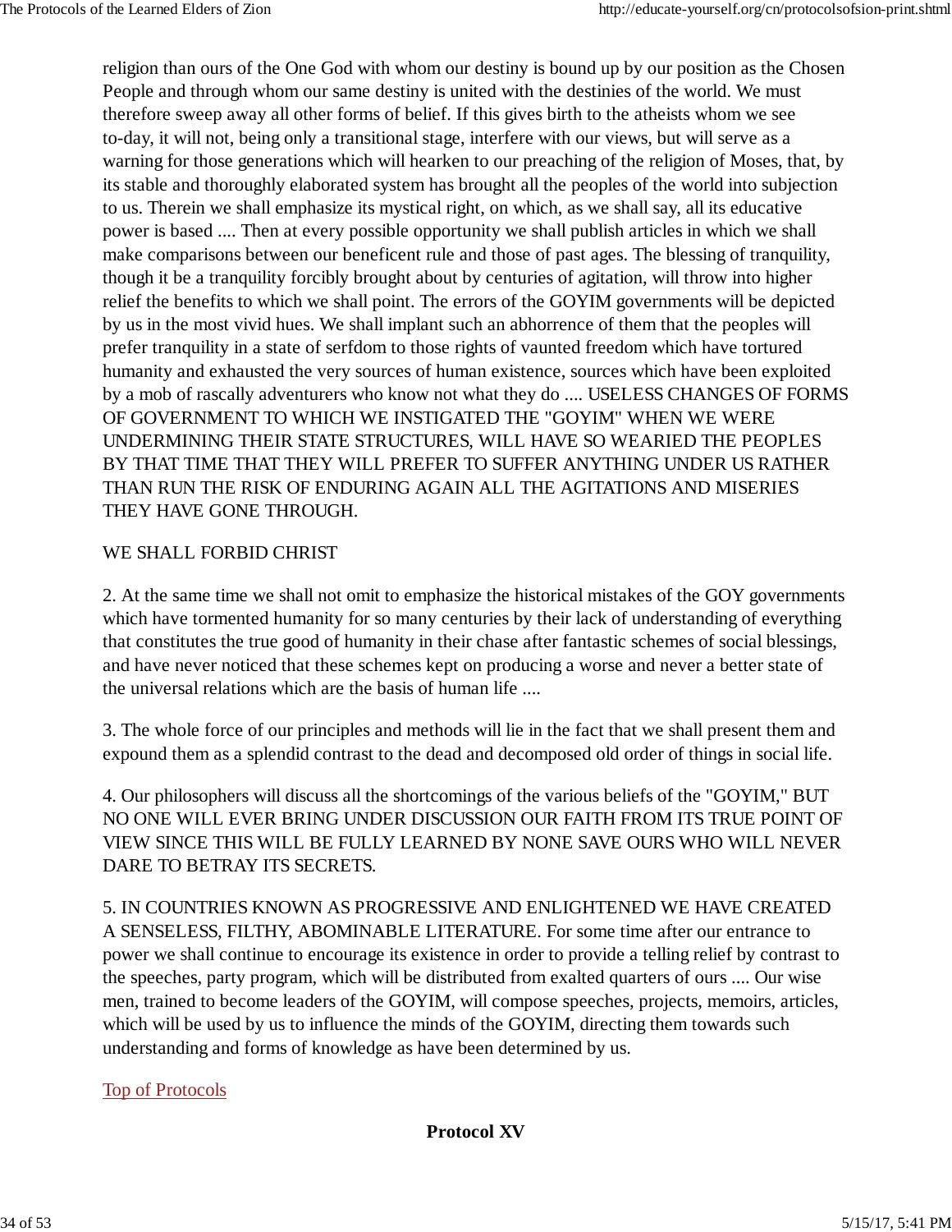religion than ours of the One God with whom our destiny is bound up by our position as the Chosen People and through whom our same destiny is united with the destinies of the world. We must therefore sweep away all other forms of belief. If this gives birth to the atheists whom we see to-day, it will not, being only a transitional stage, interfere with our views, but will serve as a warning for those generations which will hearken to our preaching of the religion of Moses, that, by its stable and thoroughly elaborated system has brought all the peoples of the world into subjection to us. Therein we shall emphasize its mystical right, on which, as we shall say, all its educative power is based .... Then at every possible opportunity we shall publish articles in which we shall make comparisons between our beneficent rule and those of past ages. The blessing of tranquility, though it be a tranquility forcibly brought about by centuries of agitation, will throw into higher relief the benefits to which we shall point. The errors of the GOYIM governments will be depicted by us in the most vivid hues. We shall implant such an abhorrence of them that the peoples will prefer tranquility in a state of serfdom to those rights of vaunted freedom which have tortured humanity and exhausted the very sources of human existence, sources which have been exploited by a mob of rascally adventurers who know not what they do .... USELESS CHANGES OF FORMS OF GOVERNMENT TO WHICH WE INSTIGATED THE "GOYIM" WHEN WE WERE UNDERMINING THEIR STATE STRUCTURES, WILL HAVE SO WEARIED THE PEOPLES BY THAT TIME THAT THEY WILL PREFER TO SUFFER ANYTHING UNDER US RATHER THAN RUN THE RISK OF ENDURING AGAIN ALL THE AGITATIONS AND MISERIES THEY HAVE GONE THROUGH.

WE SHALL FORBID CHRIST

2. At the same time we shall not omit to emphasize the historical mistakes of the GOY governments which have tormented humanity for so many centuries by their lack of understanding of everything that constitutes the true good of humanity in their chase after fantastic schemes of social blessings, and have never noticed that these schemes kept on producing a worse and never a better state of the universal relations which are the basis of human life ....

3. The whole force of our principles and methods will lie in the fact that we shall present them and expound them as a splendid contrast to the dead and decomposed old order of things in social life.

4. Our philosophers will discuss all the shortcomings of the various beliefs of the "GOYIM," BUT NO ONE WILL EVER BRING UNDER DISCUSSION OUR FAITH FROM ITS TRUE POINT OF VIEW SINCE THIS WILL BE FULLY LEARNED BY NONE SAVE OURS WHO WILL NEVER DARE TO BETRAY ITS SECRETS.

5. IN COUNTRIES KNOWN AS PROGRESSIVE AND ENLIGHTENED WE HAVE CREATED A SENSELESS, FILTHY, ABOMINABLE LITERATURE. For some time after our entrance to power we shall continue to encourage its existence in order to provide a telling relief by contrast to the speeches, party program, which will be distributed from exalted quarters of ours .... Our wise men, trained to become leaders of the GOYIM, will compose speeches, projects, memoirs, articles, which will be used by us to influence the minds of the GOYIM, directing them towards such understanding and forms of knowledge as have been determined by us.

Top of Protocols

## Protocol XV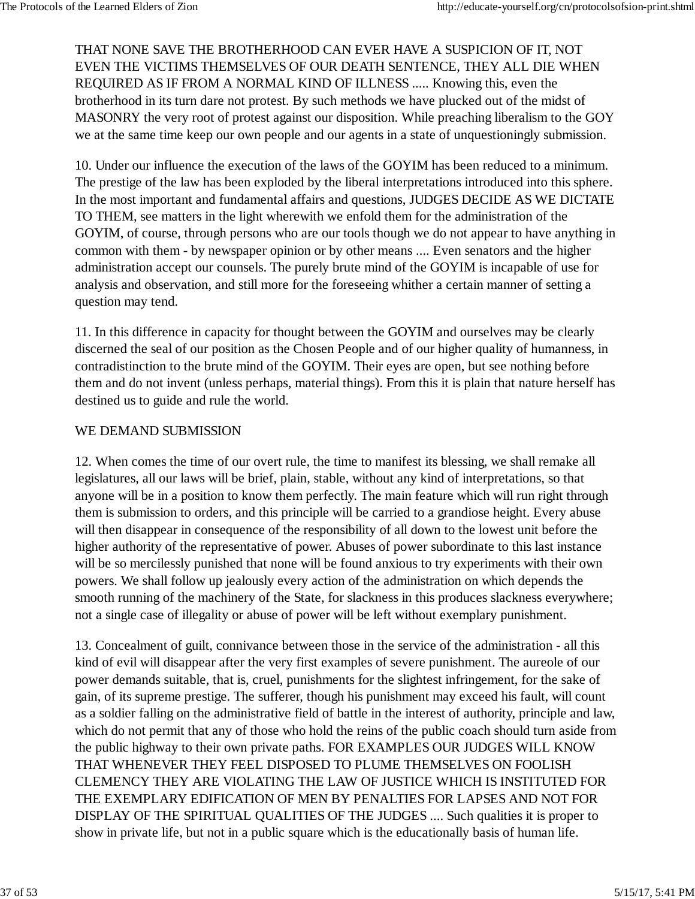THAT NONE SAVE THE BROTHERHOOD CAN EVER HAVE A SUSPICION OF IT, NOT EVEN THE VICTIMS THEMSELVES OF OUR DEATH SENTENCE, THEY ALL DIE WHEN REQUIRED AS IF FROM A NORMAL KIND OF ILLNESS ..... Knowing this, even the brotherhood in its turn dare not protest. By such methods we have plucked out of the midst of MASONRY the very root of protest against our disposition. While preaching liberalism to the GOY we at the same time keep our own people and our agents in a state of unquestioningly submission.

10. Under our influence the execution of the laws of the GOYIM has been reduced to a minimum. The prestige of the law has been exploded by the liberal interpretations introduced into this sphere. In the most important and fundamental affairs and questions, JUDGES DECIDE AS WE DICTATE TO THEM, see matters in the light wherewith we enfold them for the administration of the GOYIM, of course, through persons who are our tools though we do not appear to have anything in common with them - by newspaper opinion or by other means .... Even senators and the higher administration accept our counsels. The purely brute mind of the GOYIM is incapable of use for analysis and observation, and still more for the foreseeing whither a certain manner of setting a question may tend.

11. In this difference in capacity for thought between the GOYIM and ourselves may be clearly discerned the seal of our position as the Chosen People and of our higher quality of humanness, in contradistinction to the brute mind of the GOYIM. Their eyes are open, but see nothing before them and do not invent (unless perhaps, material things). From this it is plain that nature herself has destined us to guide and rule the world.

WE DEMAND SUBMISSION

12. When comes the time of our overt rule, the time to manifest its blessing, we shall remake all legislatures, all our laws will be brief, plain, stable, without any kind of interpretations, so that anyone will be in a position to know them perfectly. The main feature which will run right through them is submission to orders, and this principle will be carried to a grandiose height. Every abuse will then disappear in consequence of the responsibility of all down to the lowest unit before the higher authority of the representative of power. Abuses of power subordinate to this last instance will be so mercilessly punished that none will be found anxious to try experiments with their own powers. We shall follow up jealously every action of the administration on which depends the smooth running of the machinery of the State, for slackness in this produces slackness everywhere; not a single case of illegality or abuse of power will be left without exemplary punishment.

13. Concealment of guilt, connivance between those in the service of the administration - all this kind of evil will disappear after the very first examples of severe punishment. The aureole of our power demands suitable, that is, cruel, punishments for the slightest infringement, for the sake of gain, of its supreme prestige. The sufferer, though his punishment may exceed his fault, will count as a soldier falling on the administrative field of battle in the interest of authority, principle and law, which do not permit that any of those who hold the reins of the public coach should turn aside from the public highway to their own private paths. FOR EXAMPLES OUR JUDGES WILL KNOW THAT WHENEVER THEY FEEL DISPOSED TO PLUME THEMSELVES ON FOOLISH CLEMENCY THEY ARE VIOLATING THE LAW OF JUSTICE WHICH IS INSTITUTED FOR THE EXEMPLARY EDIFICATION OF MEN BY PENALTIES FOR LAPSES AND NOT FOR DISPLAY OF THE SPIRITUAL QUALITIES OF THE JUDGES .... Such qualities it is proper to show in private life, but not in a public square which is the educationally basis of human life.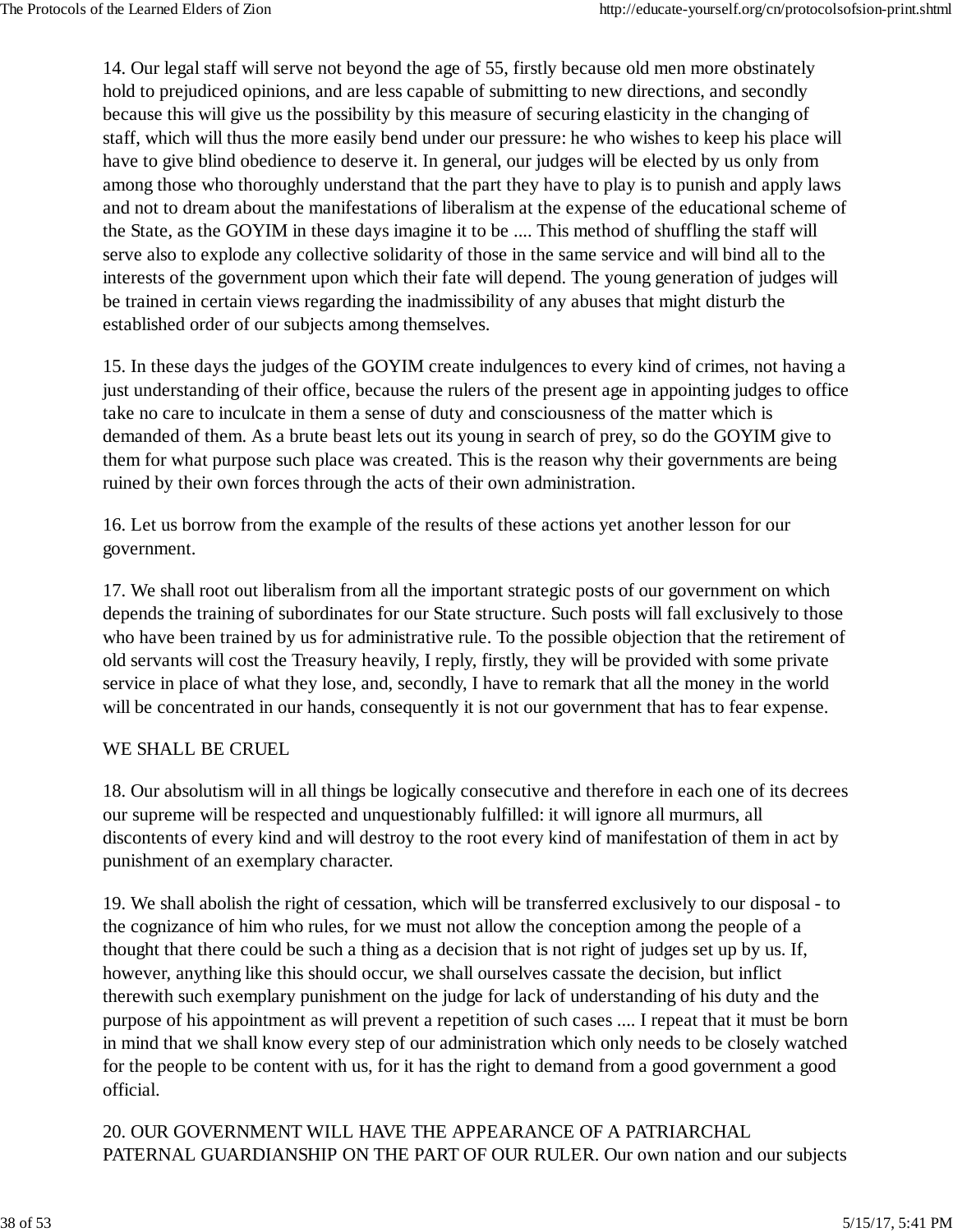14. Our legal staff will serve not beyond the age of 55, firstly because old men more obstinately hold to prejudiced opinions, and are less capable of submitting to new directions, and secondly because this will give us the possibility by this measure of securing elasticity in the changing of staff, which will thus the more easily bend under our pressure: he who wishes to keep his place will have to give blind obedience to deserve it. In general, our judges will be elected by us only from among those who thoroughly understand that the part they have to play is to punish and apply laws and not to dream about the manifestations of liberalism at the expense of the educational scheme of the State, as the GOYIM in these days imagine it to be .... This method of shuffling the staff will serve also to explode any collective solidarity of those in the same service and will bind all to the interests of the government upon which their fate will depend. The young generation of judges will be trained in certain views regarding the inadmissibility of any abuses that might disturb the established order of our subjects among themselves.

15. In these days the judges of the GOYIM create indulgences to every kind of crimes, not having a just understanding of their office, because the rulers of the present age in appointing judges to office take no care to inculcate in them a sense of duty and consciousness of the matter which is demanded of them. As a brute beast lets out its young in search of prey, so do the GOYIM give to them for what purpose such place was created. This is the reason why their governments are being ruined by their own forces through the acts of their own administration.

16. Let us borrow from the example of the results of these actions yet another lesson for our government.

17. We shall root out liberalism from all the important strategic posts of our government on which depends the training of subordinates for our State structure. Such posts will fall exclusively to those who have been trained by us for administrative rule. To the possible objection that the retirement of old servants will cost the Treasury heavily, I reply, firstly, they will be provided with some private service in place of what they lose, and, secondly, I have to remark that all the money in the world will be concentrated in our hands, consequently it is not our government that has to fear expense.

WE SHALL BE CRUEL

18. Our absolutism will in all things be logically consecutive and therefore in each one of its decrees our supreme will be respected and unquestionably fulfilled: it will ignore all murmurs, all discontents of every kind and will destroy to the root every kind of manifestation of them in act by punishment of an exemplary character.

19. We shall abolish the right of cessation, which will be transferred exclusively to our disposal - to the cognizance of him who rules, for we must not allow the conception among the people of a thought that there could be such a thing as a decision that is not right of judges set up by us. If, however, anything like this should occur, we shall ourselves cassate the decision, but inflict therewith such exemplary punishment on the judge for lack of understanding of his duty and the purpose of his appointment as will prevent a repetition of such cases .... I repeat that it must be born in mind that we shall know every step of our administration which only needs to be closely watched for the people to be content with us, for it has the right to demand from a good government a good official.

20. OUR GOVERNMENT WILL HAVE THE APPEARANCE OF A PATRIARCHAL PATERNAL GUARDIANSHIP ON THE PART OF OUR RULER. Our own nation and our subjects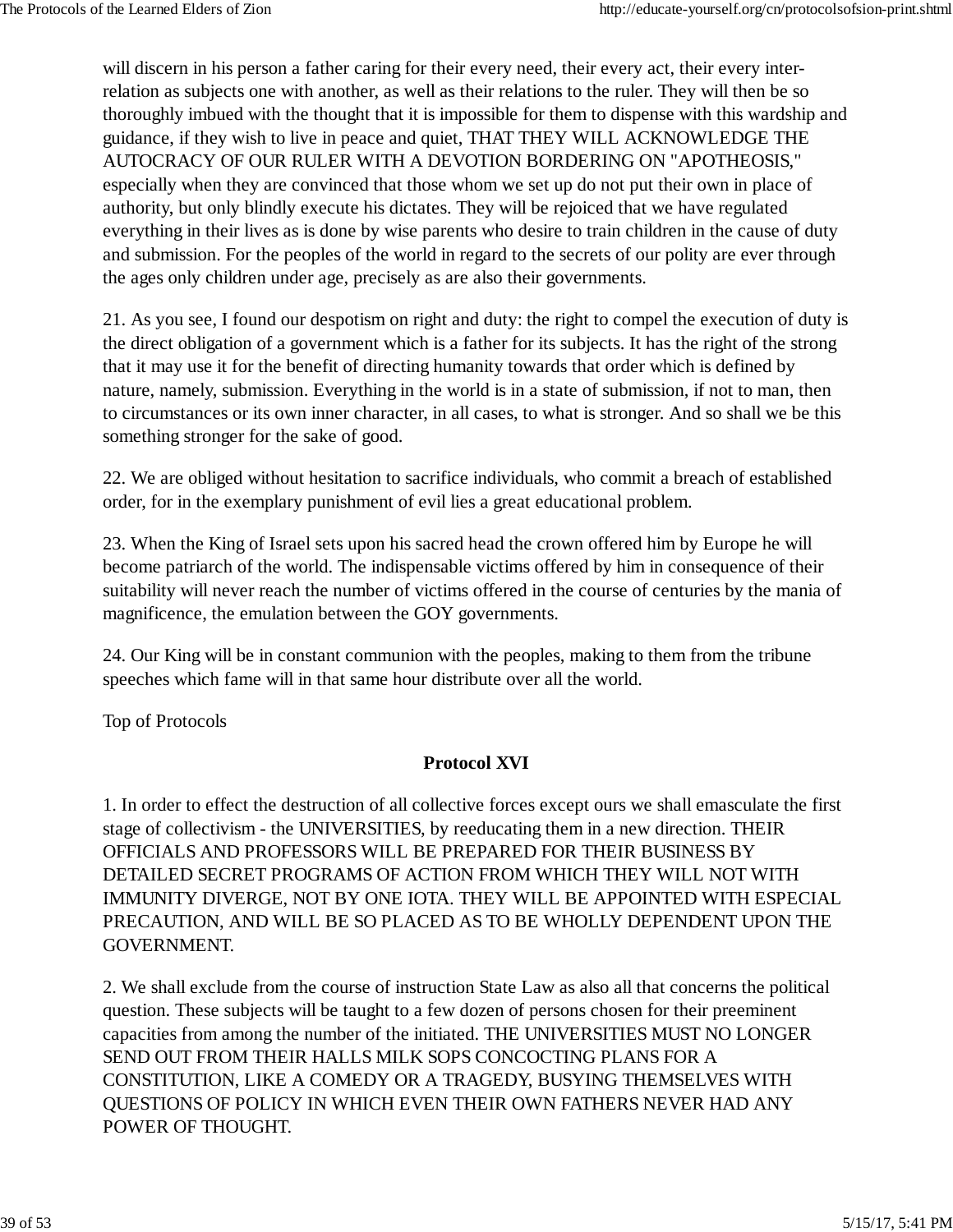will discern in his person a father caring for their every need, their every act, their every inter-relation as subjects one with another, as well as their relations to the ruler. They will then be so thoroughly imbued with the thought that it is impossible for them to dispense with this wardship and guidance, if they wish to live in peace and quiet, THAT THEY WILL ACKNOWLEDGE THE AUTOCRACY OF OUR RULER WITH A DEVOTION BORDERING ON "APOTHEOSIS," especially when they are convinced that those whom we set up do not put their own in place of authority, but only blindly execute his dictates. They will be rejoiced that we have regulated everything in their lives as is done by wise parents who desire to train children in the cause of duty and submission. For the peoples of the world in regard to the secrets of our polity are ever through the ages only children under age, precisely as are also their governments.

21. As you see, I found our despotism on right and duty: the right to compel the execution of duty is the direct obligation of a government which is a father for its subjects. It has the right of the strong that it may use it for the benefit of directing humanity towards that order which is defined by nature, namely, submission. Everything in the world is in a state of submission, if not to man, then to circumstances or its own inner character, in all cases, to what is stronger. And so shall we be this something stronger for the sake of good.

22. We are obliged without hesitation to sacrifice individuals, who commit a breach of established order, for in the exemplary punishment of evil lies a great educational problem.

23. When the King of Israel sets upon his sacred head the crown offered him by Europe he will become patriarch of the world. The indispensable victims offered by him in consequence of their suitability will never reach the number of victims offered in the course of centuries by the mania of magnificence, the emulation between the GOY governments.

24. Our King will be in constant communion with the peoples, making to them from the tribune speeches which fame will in that same hour distribute over all the world.

Top of Protocols

## Protocol XVI

1. In order to effect the destruction of all collective forces except ours we shall emasculate the first stage of collectivism - the UNIVERSITIES, by reeducating them in a new direction. THEIR OFFICIALS AND PROFESSORS WILL BE PREPARED FOR THEIR BUSINESS BY DETAILED SECRET PROGRAMS OF ACTION FROM WHICH THEY WILL NOT WITH IMMUNITY DIVERGE, NOT BY ONE IOTA. THEY WILL BE APPOINTED WITH ESPECIAL PRECAUTION, AND WILL BE SO PLACED AS TO BE WHOLLY DEPENDENT UPON THE GOVERNMENT.

2. We shall exclude from the course of instruction State Law as also all that concerns the political question. These subjects will be taught to a few dozen of persons chosen for their preeminent capacities from among the number of the initiated. THE UNIVERSITIES MUST NO LONGER SEND OUT FROM THEIR HALLS MILK SOPS CONCOCTING PLANS FOR A CONSTITUTION, LIKE A COMEDY OR A TRAGEDY, BUSYING THEMSELVES WITH QUESTIONS OF POLICY IN WHICH EVEN THEIR OWN FATHERS NEVER HAD ANY POWER OF THOUGHT.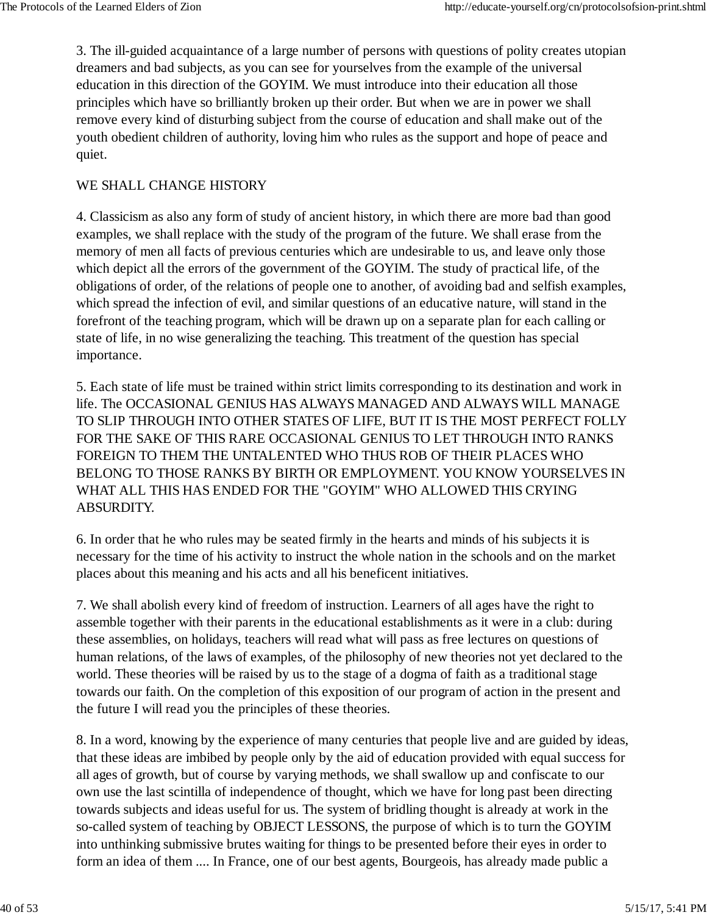3. The ill-guided acquaintance of a large number of persons with questions of polity creates utopian dreamers and bad subjects, as you can see for yourselves from the example of the universal education in this direction of the GOYIM. We must introduce into their education all those principles which have so brilliantly broken up their order. But when we are in power we shall remove every kind of disturbing subject from the course of education and shall make out of the youth obedient children of authority, loving him who rules as the support and hope of peace and quiet.

WE SHALL CHANGE HISTORY

4. Classicism as also any form of study of ancient history, in which there are more bad than good examples, we shall replace with the study of the program of the future. We shall erase from the memory of men all facts of previous centuries which are undesirable to us, and leave only those which depict all the errors of the government of the GOYIM. The study of practical life, of the obligations of order, of the relations of people one to another, of avoiding bad and selfish examples, which spread the infection of evil, and similar questions of an educative nature, will stand in the forefront of the teaching program, which will be drawn up on a separate plan for each calling or state of life, in no wise generalizing the teaching. This treatment of the question has special importance.

5. Each state of life must be trained within strict limits corresponding to its destination and work in life. The OCCASIONAL GENIUS HAS ALWAYS MANAGED AND ALWAYS WILL MANAGE TO SLIP THROUGH INTO OTHER STATES OF LIFE, BUT IT IS THE MOST PERFECT FOLLY FOR THE SAKE OF THIS RARE OCCASIONAL GENIUS TO LET THROUGH INTO RANKS FOREIGN TO THEM THE UNTALENTED WHO THUS ROB OF THEIR PLACES WHO BELONG TO THOSE RANKS BY BIRTH OR EMPLOYMENT. YOU KNOW YOURSELVES IN WHAT ALL THIS HAS ENDED FOR THE "GOYIM" WHO ALLOWED THIS CRYING ABSURDITY.

6. In order that he who rules may be seated firmly in the hearts and minds of his subjects it is necessary for the time of his activity to instruct the whole nation in the schools and on the market places about this meaning and his acts and all his beneficent initiatives.

7. We shall abolish every kind of freedom of instruction. Learners of all ages have the right to assemble together with their parents in the educational establishments as it were in a club: during these assemblies, on holidays, teachers will read what will pass as free lectures on questions of human relations, of the laws of examples, of the philosophy of new theories not yet declared to the world. These theories will be raised by us to the stage of a dogma of faith as a traditional stage towards our faith. On the completion of this exposition of our program of action in the present and the future I will read you the principles of these theories.

8. In a word, knowing by the experience of many centuries that people live and are guided by ideas, that these ideas are imbibed by people only by the aid of education provided with equal success for all ages of growth, but of course by varying methods, we shall swallow up and confiscate to our own use the last scintilla of independence of thought, which we have for long past been directing towards subjects and ideas useful for us. The system of bridling thought is already at work in the so-called system of teaching by OBJECT LESSONS, the purpose of which is to turn the GOYIM into unthinking submissive brutes waiting for things to be presented before their eyes in order to form an idea of them .... In France, one of our best agents, Bourgeois, has already made public a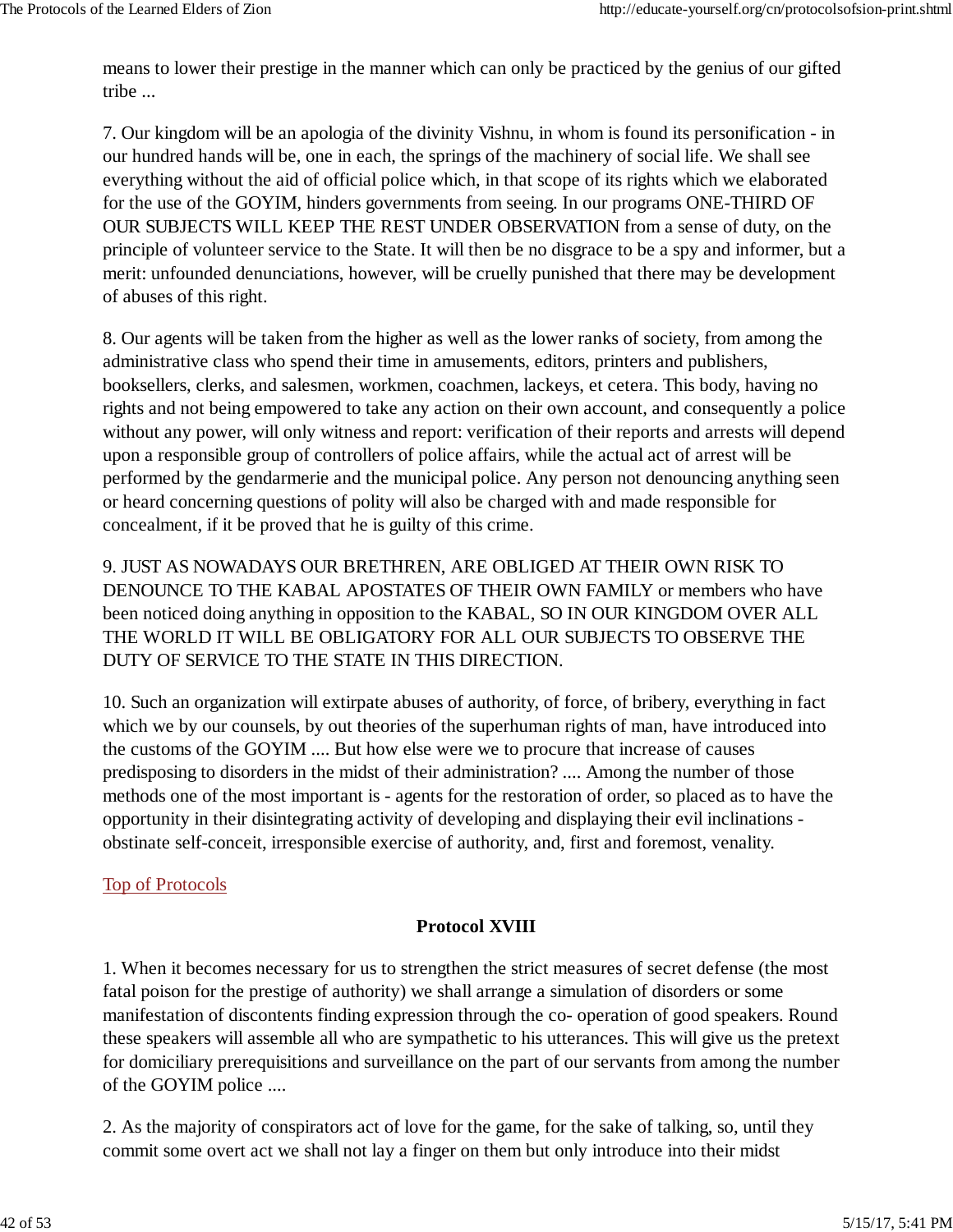means to lower their prestige in the manner which can only be practiced by the genius of our gifted tribe ...

7. Our kingdom will be an apologia of the divinity Vishnu, in whom is found its personification - in our hundred hands will be, one in each, the springs of the machinery of social life. We shall see everything without the aid of official police which, in that scope of its rights which we elaborated for the use of the GOYIM, hinders governments from seeing. In our programs ONE-THIRD OF OUR SUBJECTS WILL KEEP THE REST UNDER OBSERVATION from a sense of duty, on the principle of volunteer service to the State. It will then be no disgrace to be a spy and informer, but a merit: unfounded denunciations, however, will be cruelly punished that there may be development of abuses of this right.

8. Our agents will be taken from the higher as well as the lower ranks of society, from among the administrative class who spend their time in amusements, editors, printers and publishers, booksellers, clerks, and salesmen, workmen, coachmen, lackeys, et cetera. This body, having no rights and not being empowered to take any action on their own account, and consequently a police without any power, will only witness and report: verification of their reports and arrests will depend upon a responsible group of controllers of police affairs, while the actual act of arrest will be performed by the gendarmerie and the municipal police. Any person not denouncing anything seen or heard concerning questions of polity will also be charged with and made responsible for concealment, if it be proved that he is guilty of this crime.

9. JUST AS NOWADAYS OUR BRETHREN, ARE OBLIGED AT THEIR OWN RISK TO DENOUNCE TO THE KABAL APOSTATES OF THEIR OWN FAMILY or members who have been noticed doing anything in opposition to the KABAL, SO IN OUR KINGDOM OVER ALL THE WORLD IT WILL BE OBLIGATORY FOR ALL OUR SUBJECTS TO OBSERVE THE DUTY OF SERVICE TO THE STATE IN THIS DIRECTION.

10. Such an organization will extirpate abuses of authority, of force, of bribery, everything in fact which we by our counsels, by out theories of the superhuman rights of man, have introduced into the customs of the GOYIM .... But how else were we to procure that increase of causes predisposing to disorders in the midst of their administration? .... Among the number of those methods one of the most important is - agents for the restoration of order, so placed as to have the opportunity in their disintegrating activity of developing and displaying their evil inclinations - obstinate self-conceit, irresponsible exercise of authority, and, first and foremost, venality.

Top of Protocols

### Protocol XVIII

1. When it becomes necessary for us to strengthen the strict measures of secret defense (the most fatal poison for the prestige of authority) we shall arrange a simulation of disorders or some manifestation of discontents finding expression through the co- operation of good speakers. Round these speakers will assemble all who are sympathetic to his utterances. This will give us the pretext for domiciliary prerequisitions and surveillance on the part of our servants from among the number of the GOYIM police ....

2. As the majority of conspirators act of love for the game, for the sake of talking, so, until they commit some overt act we shall not lay a finger on them but only introduce into their midst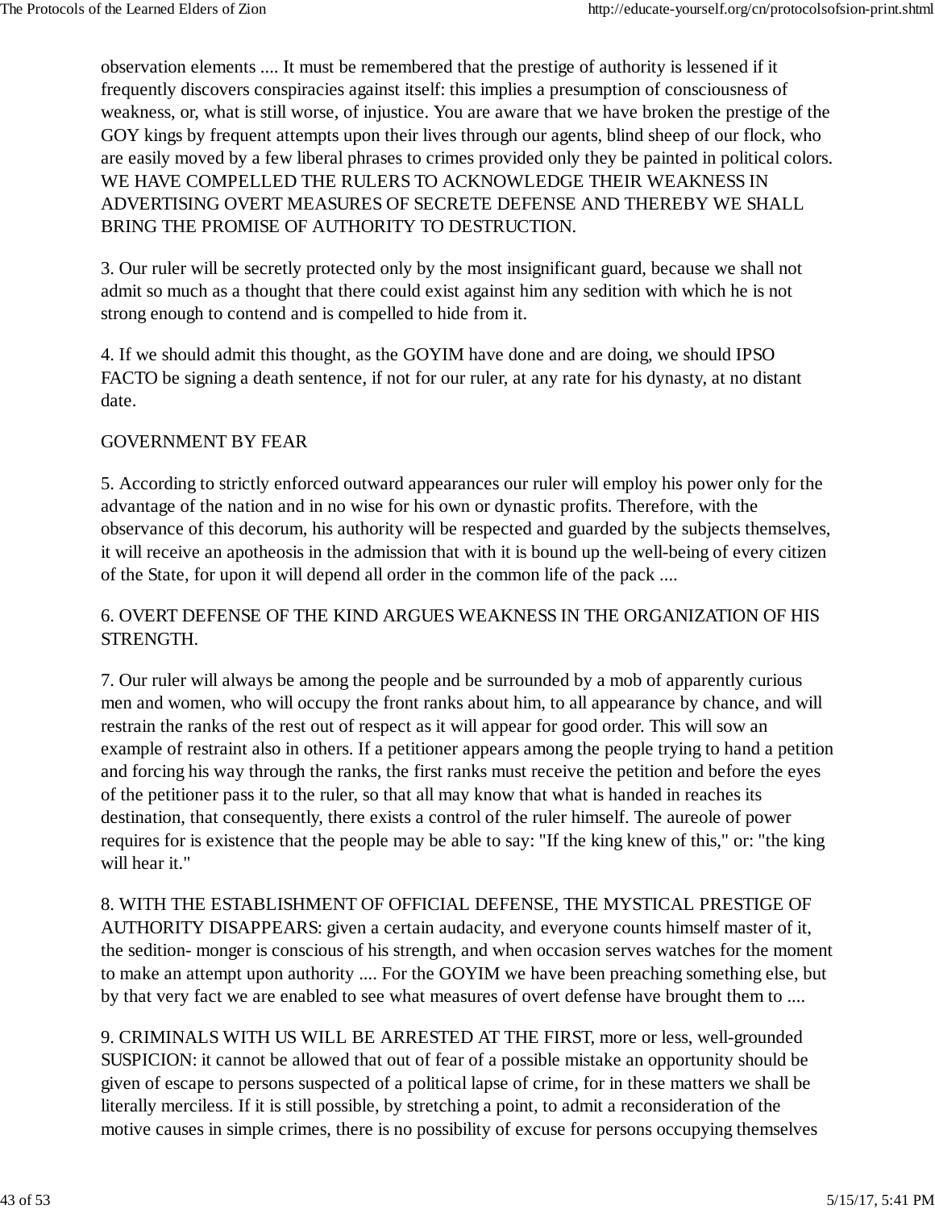observation elements .... It must be remembered that the prestige of authority is lessened if it frequently discovers conspiracies against itself: this implies a presumption of consciousness of weakness, or, what is still worse, of injustice. You are aware that we have broken the prestige of the GOY kings by frequent attempts upon their lives through our agents, blind sheep of our flock, who are easily moved by a few liberal phrases to crimes provided only they be painted in political colors. WE HAVE COMPELLED THE RULERS TO ACKNOWLEDGE THEIR WEAKNESS IN ADVERTISING OVERT MEASURES OF SECRETE DEFENSE AND THEREBY WE SHALL BRING THE PROMISE OF AUTHORITY TO DESTRUCTION.

3. Our ruler will be secretly protected only by the most insignificant guard, because we shall not admit so much as a thought that there could exist against him any sedition with which he is not strong enough to contend and is compelled to hide from it.

4. If we should admit this thought, as the GOYIM have done and are doing, we should IPSO FACTO be signing a death sentence, if not for our ruler, at any rate for his dynasty, at no distant date.

GOVERNMENT BY FEAR

5. According to strictly enforced outward appearances our ruler will employ his power only for the advantage of the nation and in no wise for his own or dynastic profits. Therefore, with the observance of this decorum, his authority will be respected and guarded by the subjects themselves, it will receive an apotheosis in the admission that with it is bound up the well-being of every citizen of the State, for upon it will depend all order in the common life of the pack ....

6. OVERT DEFENSE OF THE KIND ARGUES WEAKNESS IN THE ORGANIZATION OF HIS STRENGTH.

7. Our ruler will always be among the people and be surrounded by a mob of apparently curious men and women, who will occupy the front ranks about him, to all appearance by chance, and will restrain the ranks of the rest out of respect as it will appear for good order. This will sow an example of restraint also in others. If a petitioner appears among the people trying to hand a petition and forcing his way through the ranks, the first ranks must receive the petition and before the eyes of the petitioner pass it to the ruler, so that all may know that what is handed in reaches its destination, that consequently, there exists a control of the ruler himself. The aureole of power requires for is existence that the people may be able to say: "If the king knew of this," or: "the king will hear it."

8. WITH THE ESTABLISHMENT OF OFFICIAL DEFENSE, THE MYSTICAL PRESTIGE OF AUTHORITY DISAPPEARS: given a certain audacity, and everyone counts himself master of it, the sedition- monger is conscious of his strength, and when occasion serves watches for the moment to make an attempt upon authority .... For the GOYIM we have been preaching something else, but by that very fact we are enabled to see what measures of overt defense have brought them to ....

9. CRIMINALS WITH US WILL BE ARRESTED AT THE FIRST, more or less, well-grounded SUSPICION: it cannot be allowed that out of fear of a possible mistake an opportunity should be given of escape to persons suspected of a political lapse of crime, for in these matters we shall be literally merciless. If it is still possible, by stretching a point, to admit a reconsideration of the motive causes in simple crimes, there is no possibility of excuse for persons occupying themselves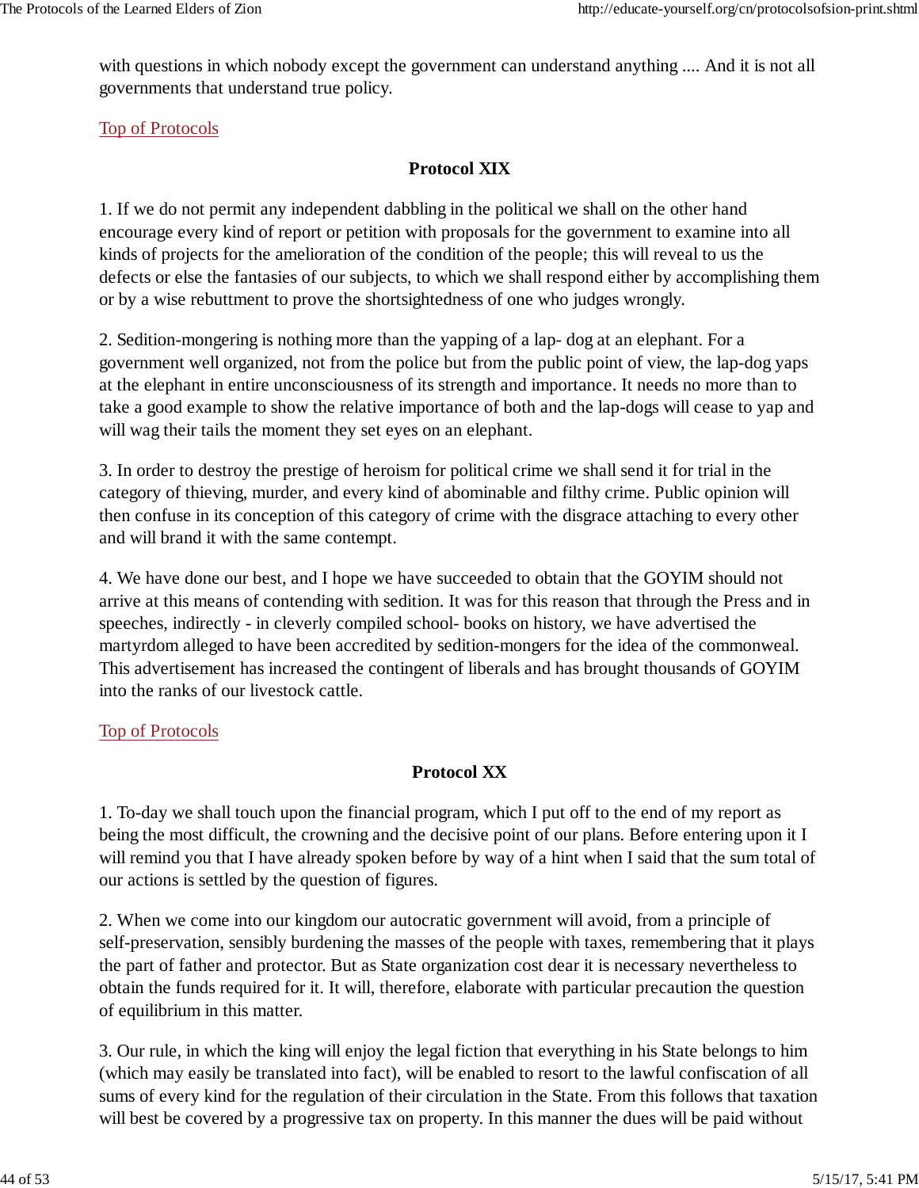with questions in which nobody except the government can understand anything .... And it is not all governments that understand true policy.

Top of Protocols

### Protocol XIX

1. If we do not permit any independent dabbling in the political we shall on the other hand encourage every kind of report or petition with proposals for the government to examine into all kinds of projects for the amelioration of the condition of the people; this will reveal to us the defects or else the fantasies of our subjects, to which we shall respond either by accomplishing them or by a wise rebuttment to prove the shortsightedness of one who judges wrongly.

2. Sedition-mongering is nothing more than the yapping of a lap- dog at an elephant. For a government well organized, not from the police but from the public point of view, the lap-dog yaps at the elephant in entire unconsciousness of its strength and importance. It needs no more than to take a good example to show the relative importance of both and the lap-dogs will cease to yap and will wag their tails the moment they set eyes on an elephant.

3. In order to destroy the prestige of heroism for political crime we shall send it for trial in the category of thieving, murder, and every kind of abominable and filthy crime. Public opinion will then confuse in its conception of this category of crime with the disgrace attaching to every other and will brand it with the same contempt.

4. We have done our best, and I hope we have succeeded to obtain that the GOYIM should not arrive at this means of contending with sedition. It was for this reason that through the Press and in speeches, indirectly - in cleverly compiled school- books on history, we have advertised the martyrdom alleged to have been accredited by sedition-mongers for the idea of the commonweal. This advertisement has increased the contingent of liberals and has brought thousands of GOYIM into the ranks of our livestock cattle.

Top of Protocols

### Protocol XX

1. To-day we shall touch upon the financial program, which I put off to the end of my report as being the most difficult, the crowning and the decisive point of our plans. Before entering upon it I will remind you that I have already spoken before by way of a hint when I said that the sum total of our actions is settled by the question of figures.

2. When we come into our kingdom our autocratic government will avoid, from a principle of self-preservation, sensibly burdening the masses of the people with taxes, remembering that it plays the part of father and protector. But as State organization cost dear it is necessary nevertheless to obtain the funds required for it. It will, therefore, elaborate with particular precaution the question of equilibrium in this matter.

3. Our rule, in which the king will enjoy the legal fiction that everything in his State belongs to him (which may easily be translated into fact), will be enabled to resort to the lawful confiscation of all sums of every kind for the regulation of their circulation in the State. From this follows that taxation will best be covered by a progressive tax on property. In this manner the dues will be paid without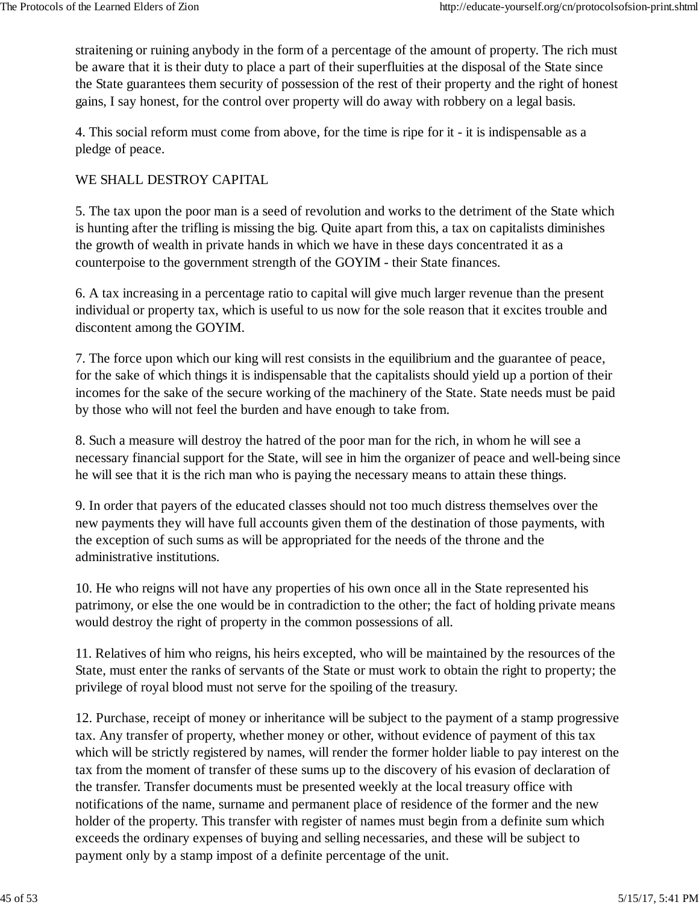straitening or ruining anybody in the form of a percentage of the amount of property. The rich must be aware that it is their duty to place a part of their superfluities at the disposal of the State since the State guarantees them security of possession of the rest of their property and the right of honest gains, I say honest, for the control over property will do away with robbery on a legal basis.

4. This social reform must come from above, for the time is ripe for it - it is indispensable as a pledge of peace.

WE SHALL DESTROY CAPITAL

5. The tax upon the poor man is a seed of revolution and works to the detriment of the State which is hunting after the trifling is missing the big. Quite apart from this, a tax on capitalists diminishes the growth of wealth in private hands in which we have in these days concentrated it as a counterpoise to the government strength of the GOYIM - their State finances.

6. A tax increasing in a percentage ratio to capital will give much larger revenue than the present individual or property tax, which is useful to us now for the sole reason that it excites trouble and discontent among the GOYIM.

7. The force upon which our king will rest consists in the equilibrium and the guarantee of peace, for the sake of which things it is indispensable that the capitalists should yield up a portion of their incomes for the sake of the secure working of the machinery of the State. State needs must be paid by those who will not feel the burden and have enough to take from.

8. Such a measure will destroy the hatred of the poor man for the rich, in whom he will see a necessary financial support for the State, will see in him the organizer of peace and well-being since he will see that it is the rich man who is paying the necessary means to attain these things.

9. In order that payers of the educated classes should not too much distress themselves over the new payments they will have full accounts given them of the destination of those payments, with the exception of such sums as will be appropriated for the needs of the throne and the administrative institutions.

10. He who reigns will not have any properties of his own once all in the State represented his patrimony, or else the one would be in contradiction to the other; the fact of holding private means would destroy the right of property in the common possessions of all.

11. Relatives of him who reigns, his heirs excepted, who will be maintained by the resources of the State, must enter the ranks of servants of the State or must work to obtain the right to property; the privilege of royal blood must not serve for the spoiling of the treasury.

12. Purchase, receipt of money or inheritance will be subject to the payment of a stamp progressive tax. Any transfer of property, whether money or other, without evidence of payment of this tax which will be strictly registered by names, will render the former holder liable to pay interest on the tax from the moment of transfer of these sums up to the discovery of his evasion of declaration of the transfer. Transfer documents must be presented weekly at the local treasury office with notifications of the name, surname and permanent place of residence of the former and the new holder of the property. This transfer with register of names must begin from a definite sum which exceeds the ordinary expenses of buying and selling necessaries, and these will be subject to payment only by a stamp impost of a definite percentage of the unit.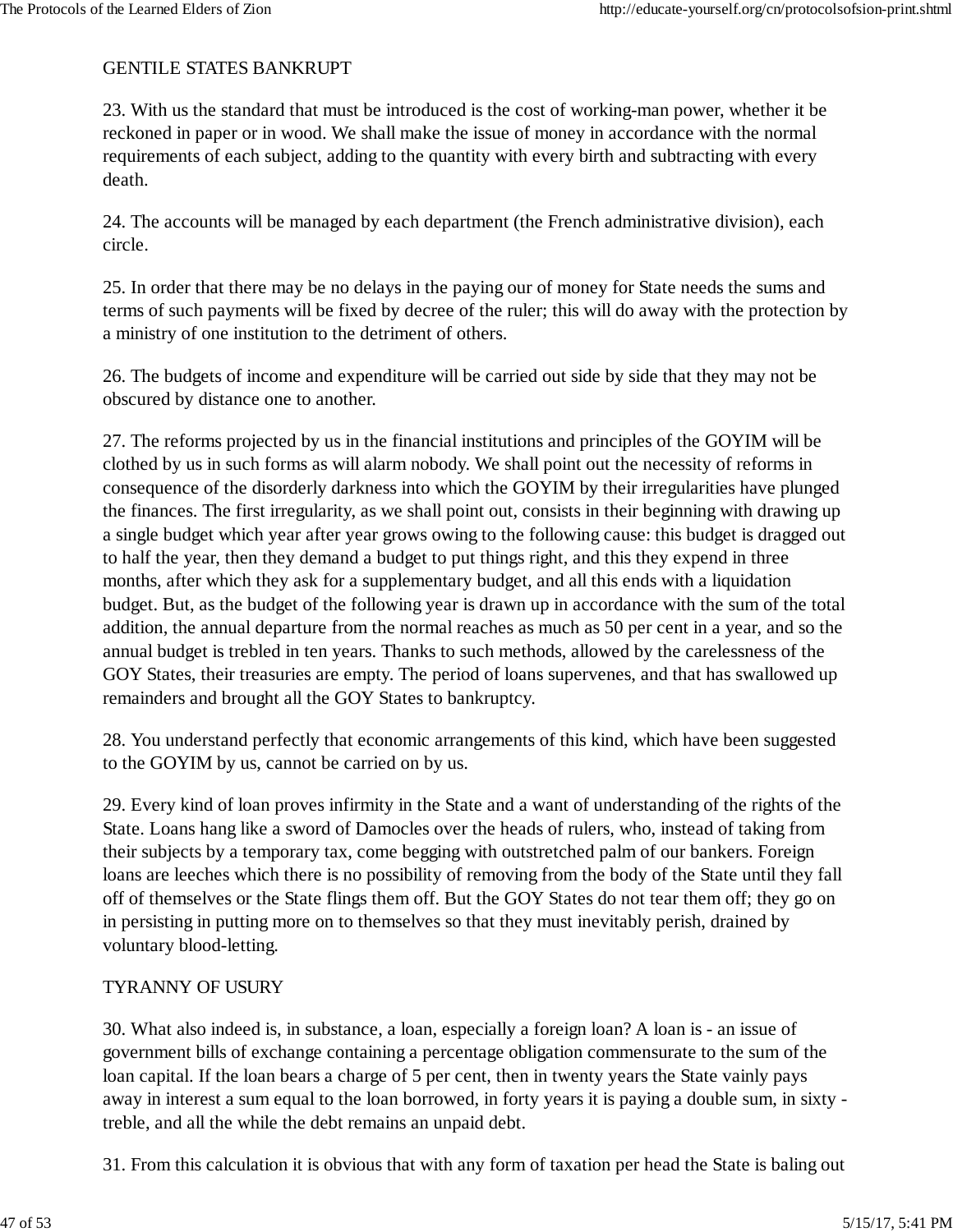GENTILE STATES BANKRUPT

23. With us the standard that must be introduced is the cost of working-man power, whether it be reckoned in paper or in wood. We shall make the issue of money in accordance with the normal requirements of each subject, adding to the quantity with every birth and subtracting with every death.

24. The accounts will be managed by each department (the French administrative division), each circle.

25. In order that there may be no delays in the paying our of money for State needs the sums and terms of such payments will be fixed by decree of the ruler; this will do away with the protection by a ministry of one institution to the detriment of others.

26. The budgets of income and expenditure will be carried out side by side that they may not be obscured by distance one to another.

27. The reforms projected by us in the financial institutions and principles of the GOYIM will be clothed by us in such forms as will alarm nobody. We shall point out the necessity of reforms in consequence of the disorderly darkness into which the GOYIM by their irregularities have plunged the finances. The first irregularity, as we shall point out, consists in their beginning with drawing up a single budget which year after year grows owing to the following cause: this budget is dragged out to half the year, then they demand a budget to put things right, and this they expend in three months, after which they ask for a supplementary budget, and all this ends with a liquidation budget. But, as the budget of the following year is drawn up in accordance with the sum of the total addition, the annual departure from the normal reaches as much as 50 per cent in a year, and so the annual budget is trebled in ten years. Thanks to such methods, allowed by the carelessness of the GOY States, their treasuries are empty. The period of loans supervenes, and that has swallowed up remainders and brought all the GOY States to bankruptcy.

28. You understand perfectly that economic arrangements of this kind, which have been suggested to the GOYIM by us, cannot be carried on by us.

29. Every kind of loan proves infirmity in the State and a want of understanding of the rights of the State. Loans hang like a sword of Damocles over the heads of rulers, who, instead of taking from their subjects by a temporary tax, come begging with outstretched palm of our bankers. Foreign loans are leeches which there is no possibility of removing from the body of the State until they fall off of themselves or the State flings them off. But the GOY States do not tear them off; they go on in persisting in putting more on to themselves so that they must inevitably perish, drained by voluntary blood-letting.

TYRANNY OF USURY

30. What also indeed is, in substance, a loan, especially a foreign loan? A loan is - an issue of government bills of exchange containing a percentage obligation commensurate to the sum of the loan capital. If the loan bears a charge of 5 per cent, then in twenty years the State vainly pays away in interest a sum equal to the loan borrowed, in forty years it is paying a double sum, in sixty - treble, and all the while the debt remains an unpaid debt.

31. From this calculation it is obvious that with any form of taxation per head the State is baling out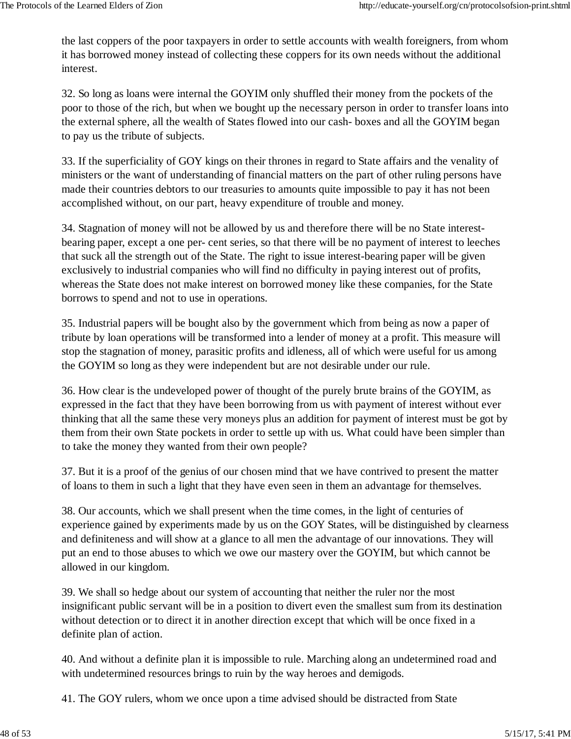the last coppers of the poor taxpayers in order to settle accounts with wealth foreigners, from whom it has borrowed money instead of collecting these coppers for its own needs without the additional interest.

32. So long as loans were internal the GOYIM only shuffled their money from the pockets of the poor to those of the rich, but when we bought up the necessary person in order to transfer loans into the external sphere, all the wealth of States flowed into our cash- boxes and all the GOYIM began to pay us the tribute of subjects.

33. If the superficiality of GOY kings on their thrones in regard to State affairs and the venality of ministers or the want of understanding of financial matters on the part of other ruling persons have made their countries debtors to our treasuries to amounts quite impossible to pay it has not been accomplished without, on our part, heavy expenditure of trouble and money.

34. Stagnation of money will not be allowed by us and therefore there will be no State interest-bearing paper, except a one per- cent series, so that there will be no payment of interest to leeches that suck all the strength out of the State. The right to issue interest-bearing paper will be given exclusively to industrial companies who will find no difficulty in paying interest out of profits, whereas the State does not make interest on borrowed money like these companies, for the State borrows to spend and not to use in operations.

35. Industrial papers will be bought also by the government which from being as now a paper of tribute by loan operations will be transformed into a lender of money at a profit. This measure will stop the stagnation of money, parasitic profits and idleness, all of which were useful for us among the GOYIM so long as they were independent but are not desirable under our rule.

36. How clear is the undeveloped power of thought of the purely brute brains of the GOYIM, as expressed in the fact that they have been borrowing from us with payment of interest without ever thinking that all the same these very moneys plus an addition for payment of interest must be got by them from their own State pockets in order to settle up with us. What could have been simpler than to take the money they wanted from their own people?

37. But it is a proof of the genius of our chosen mind that we have contrived to present the matter of loans to them in such a light that they have even seen in them an advantage for themselves.

38. Our accounts, which we shall present when the time comes, in the light of centuries of experience gained by experiments made by us on the GOY States, will be distinguished by clearness and definiteness and will show at a glance to all men the advantage of our innovations. They will put an end to those abuses to which we owe our mastery over the GOYIM, but which cannot be allowed in our kingdom.

39. We shall so hedge about our system of accounting that neither the ruler nor the most insignificant public servant will be in a position to divert even the smallest sum from its destination without detection or to direct it in another direction except that which will be once fixed in a definite plan of action.

40. And without a definite plan it is impossible to rule. Marching along an undetermined road and with undetermined resources brings to ruin by the way heroes and demigods.

41. The GOY rulers, whom we once upon a time advised should be distracted from State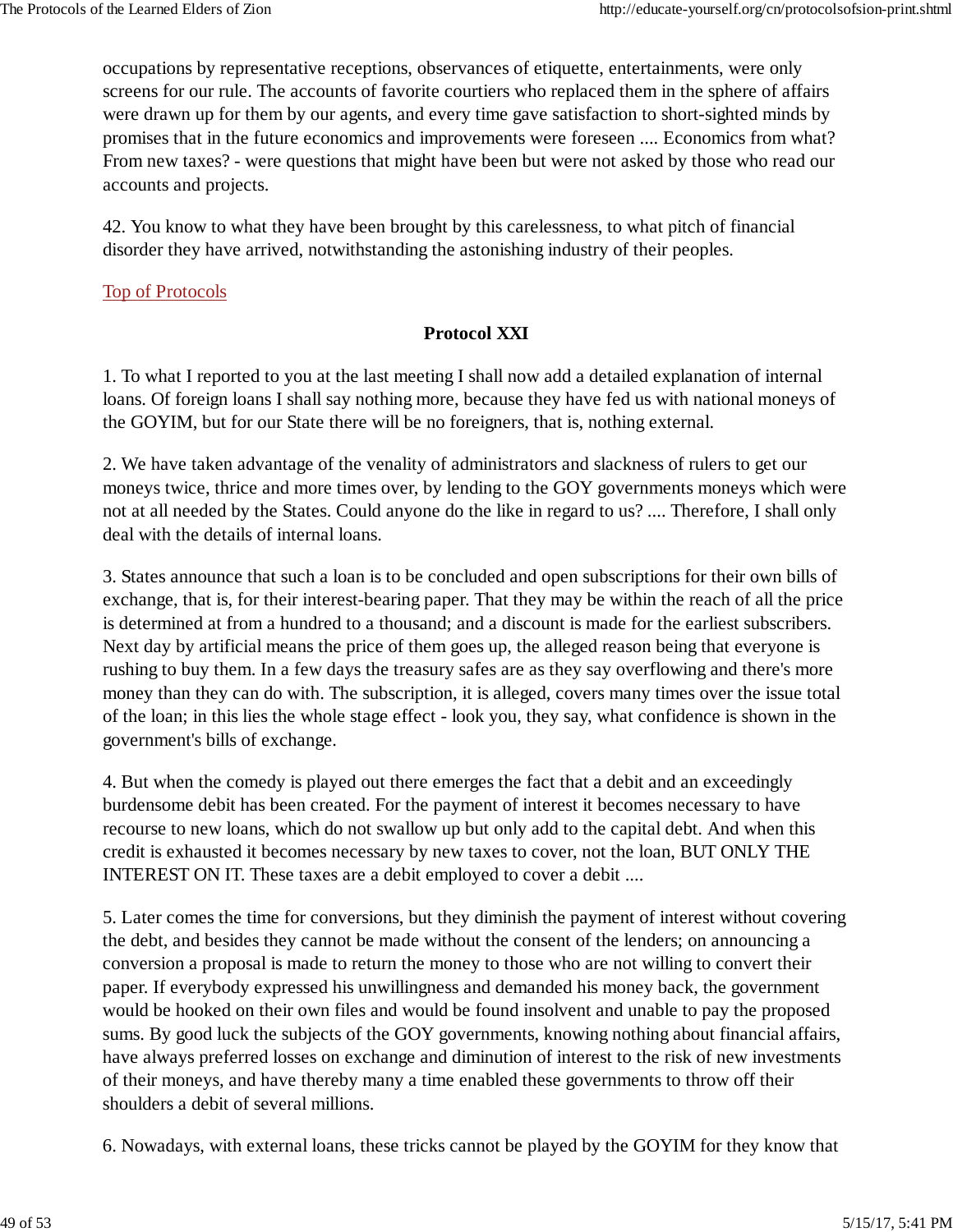occupations by representative receptions, observances of etiquette, entertainments, were only screens for our rule. The accounts of favorite courtiers who replaced them in the sphere of affairs were drawn up for them by our agents, and every time gave satisfaction to short-sighted minds by promises that in the future economics and improvements were foreseen .... Economics from what? From new taxes? - were questions that might have been but were not asked by those who read our accounts and projects.

42. You know to what they have been brought by this carelessness, to what pitch of financial disorder they have arrived, notwithstanding the astonishing industry of their peoples.

Top of Protocols

## Protocol XXI

1. To what I reported to you at the last meeting I shall now add a detailed explanation of internal loans. Of foreign loans I shall say nothing more, because they have fed us with national moneys of the GOYIM, but for our State there will be no foreigners, that is, nothing external.

2. We have taken advantage of the venality of administrators and slackness of rulers to get our moneys twice, thrice and more times over, by lending to the GOY governments moneys which were not at all needed by the States. Could anyone do the like in regard to us? .... Therefore, I shall only deal with the details of internal loans.

3. States announce that such a loan is to be concluded and open subscriptions for their own bills of exchange, that is, for their interest-bearing paper. That they may be within the reach of all the price is determined at from a hundred to a thousand; and a discount is made for the earliest subscribers. Next day by artificial means the price of them goes up, the alleged reason being that everyone is rushing to buy them. In a few days the treasury safes are as they say overflowing and there's more money than they can do with. The subscription, it is alleged, covers many times over the issue total of the loan; in this lies the whole stage effect - look you, they say, what confidence is shown in the government's bills of exchange.

4. But when the comedy is played out there emerges the fact that a debit and an exceedingly burdensome debit has been created. For the payment of interest it becomes necessary to have recourse to new loans, which do not swallow up but only add to the capital debt. And when this credit is exhausted it becomes necessary by new taxes to cover, not the loan, BUT ONLY THE INTEREST ON IT. These taxes are a debit employed to cover a debit ....

5. Later comes the time for conversions, but they diminish the payment of interest without covering the debt, and besides they cannot be made without the consent of the lenders; on announcing a conversion a proposal is made to return the money to those who are not willing to convert their paper. If everybody expressed his unwillingness and demanded his money back, the government would be hooked on their own files and would be found insolvent and unable to pay the proposed sums. By good luck the subjects of the GOY governments, knowing nothing about financial affairs, have always preferred losses on exchange and diminution of interest to the risk of new investments of their moneys, and have thereby many a time enabled these governments to throw off their shoulders a debit of several millions.

6. Nowadays, with external loans, these tricks cannot be played by the GOYIM for they know that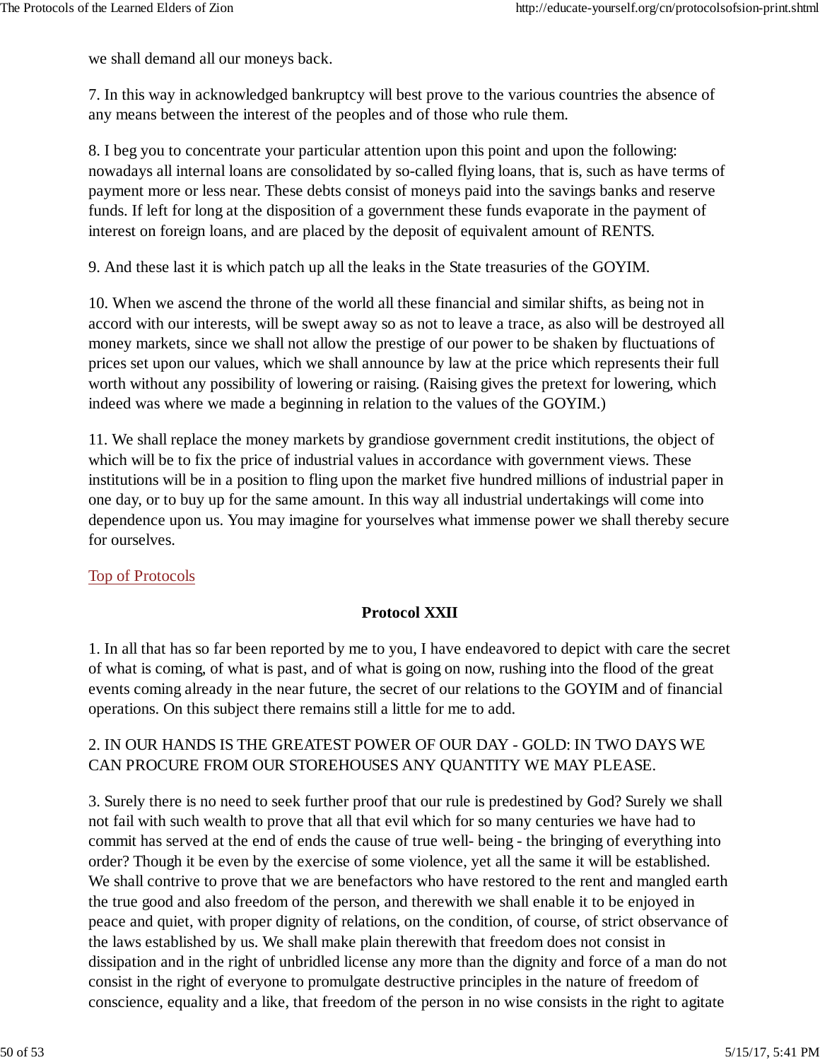we shall demand all our moneys back.

7. In this way in acknowledged bankruptcy will best prove to the various countries the absence of any means between the interest of the peoples and of those who rule them.

8. I beg you to concentrate your particular attention upon this point and upon the following: nowadays all internal loans are consolidated by so-called flying loans, that is, such as have terms of payment more or less near. These debts consist of moneys paid into the savings banks and reserve funds. If left for long at the disposition of a government these funds evaporate in the payment of interest on foreign loans, and are placed by the deposit of equivalent amount of RENTS.

9. And these last it is which patch up all the leaks in the State treasuries of the GOYIM.

10. When we ascend the throne of the world all these financial and similar shifts, as being not in accord with our interests, will be swept away so as not to leave a trace, as also will be destroyed all money markets, since we shall not allow the prestige of our power to be shaken by fluctuations of prices set upon our values, which we shall announce by law at the price which represents their full worth without any possibility of lowering or raising. (Raising gives the pretext for lowering, which indeed was where we made a beginning in relation to the values of the GOYIM.)

11. We shall replace the money markets by grandiose government credit institutions, the object of which will be to fix the price of industrial values in accordance with government views. These institutions will be in a position to fling upon the market five hundred millions of industrial paper in one day, or to buy up for the same amount. In this way all industrial undertakings will come into dependence upon us. You may imagine for yourselves what immense power we shall thereby secure for ourselves.

Top of Protocols

## Protocol XXII

1. In all that has so far been reported by me to you, I have endeavored to depict with care the secret of what is coming, of what is past, and of what is going on now, rushing into the flood of the great events coming already in the near future, the secret of our relations to the GOYIM and of financial operations. On this subject there remains still a little for me to add.

2. IN OUR HANDS IS THE GREATEST POWER OF OUR DAY - GOLD: IN TWO DAYS WE CAN PROCURE FROM OUR STOREHOUSES ANY QUANTITY WE MAY PLEASE.

3. Surely there is no need to seek further proof that our rule is predestined by God? Surely we shall not fail with such wealth to prove that all that evil which for so many centuries we have had to commit has served at the end of ends the cause of true well- being - the bringing of everything into order? Though it be even by the exercise of some violence, yet all the same it will be established. We shall contrive to prove that we are benefactors who have restored to the rent and mangled earth the true good and also freedom of the person, and therewith we shall enable it to be enjoyed in peace and quiet, with proper dignity of relations, on the condition, of course, of strict observance of the laws established by us. We shall make plain therewith that freedom does not consist in dissipation and in the right of unbridled license any more than the dignity and force of a man do not consist in the right of everyone to promulgate destructive principles in the nature of freedom of conscience, equality and a like, that freedom of the person in no wise consists in the right to agitate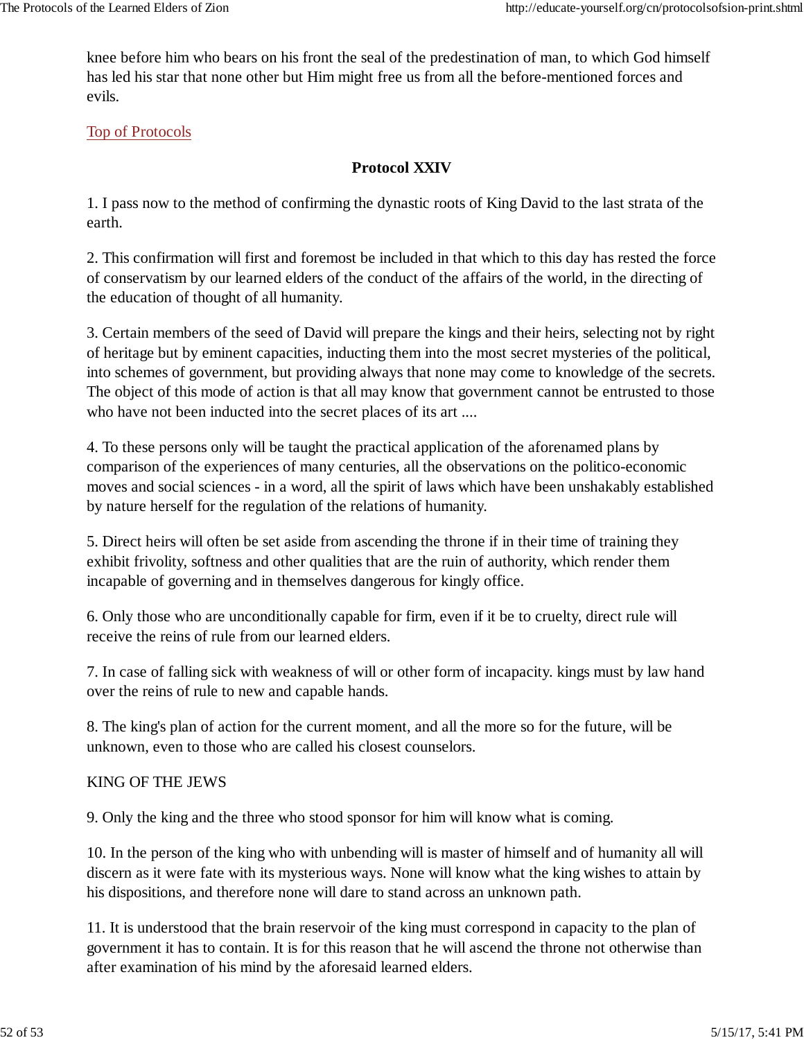knee before him who bears on his front the seal of the predestination of man, to which God himself has led his star that none other but Him might free us from all the before-mentioned forces and evils.

Top of Protocols

## Protocol XXIV

1. I pass now to the method of confirming the dynastic roots of King David to the last strata of the earth.

2. This confirmation will first and foremost be included in that which to this day has rested the force of conservatism by our learned elders of the conduct of the affairs of the world, in the directing of the education of thought of all humanity.

3. Certain members of the seed of David will prepare the kings and their heirs, selecting not by right of heritage but by eminent capacities, inducting them into the most secret mysteries of the political, into schemes of government, but providing always that none may come to knowledge of the secrets. The object of this mode of action is that all may know that government cannot be entrusted to those who have not been inducted into the secret places of its art ....

4. To these persons only will be taught the practical application of the aforenamed plans by comparison of the experiences of many centuries, all the observations on the politico-economic moves and social sciences - in a word, all the spirit of laws which have been unshakably established by nature herself for the regulation of the relations of humanity.

5. Direct heirs will often be set aside from ascending the throne if in their time of training they exhibit frivolity, softness and other qualities that are the ruin of authority, which render them incapable of governing and in themselves dangerous for kingly office.

6. Only those who are unconditionally capable for firm, even if it be to cruelty, direct rule will receive the reins of rule from our learned elders.

7. In case of falling sick with weakness of will or other form of incapacity. kings must by law hand over the reins of rule to new and capable hands.

8. The king's plan of action for the current moment, and all the more so for the future, will be unknown, even to those who are called his closest counselors.

KING OF THE JEWS

9. Only the king and the three who stood sponsor for him will know what is coming.

10. In the person of the king who with unbending will is master of himself and of humanity all will discern as it were fate with its mysterious ways. None will know what the king wishes to attain by his dispositions, and therefore none will dare to stand across an unknown path.

11. It is understood that the brain reservoir of the king must correspond in capacity to the plan of government it has to contain. It is for this reason that he will ascend the throne not otherwise than after examination of his mind by the aforesaid learned elders.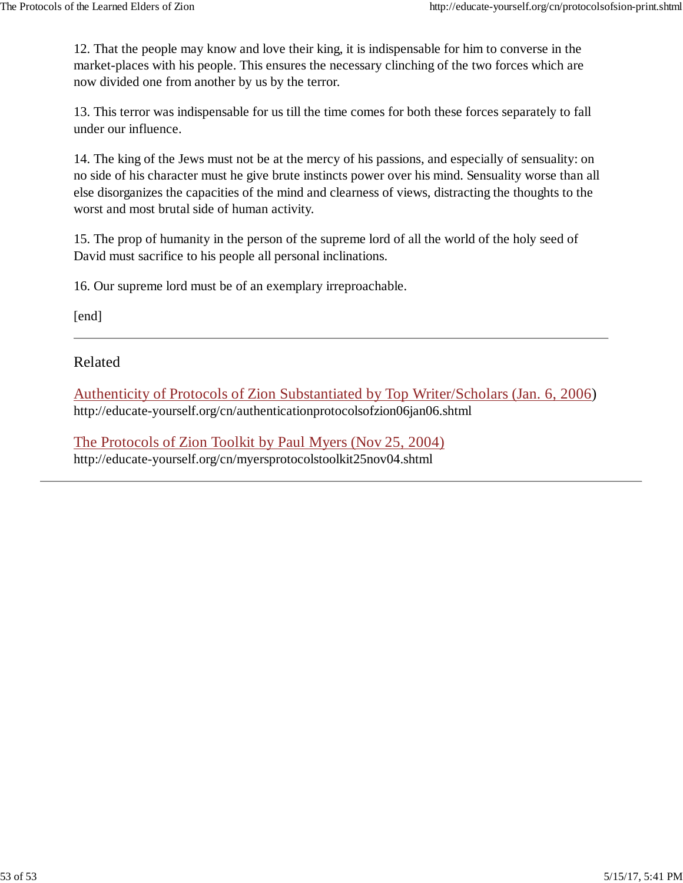12. That the people may know and love their king, it is indispensable for him to converse in the market-places with his people. This ensures the necessary clinching of the two forces which are now divided one from another by us by the terror.

13. This terror was indispensable for us till the time comes for both these forces separately to fall under our influence.

14. The king of the Jews must not be at the mercy of his passions, and especially of sensuality: on no side of his character must he give brute instincts power over his mind. Sensuality worse than all else disorganizes the capacities of the mind and clearness of views, distracting the thoughts to the worst and most brutal side of human activity.

15. The prop of humanity in the person of the supreme lord of all the world of the holy seed of David must sacrifice to his people all personal inclinations.

16. Our supreme lord must be of an exemplary irreproachable.

[end]

---

## Related

[Authenticity of Protocols of Zion Substantiated by Top Writer/Scholars (Jan. 6, 2006)](http://educate-yourself.org/cn/authenticationprotocolsofzion06jan06.shtml)
http://educate-yourself.org/cn/authenticationprotocolsofzion06jan06.shtml

[The Protocols of Zion Toolkit by Paul Myers (Nov 25, 2004)](http://educate-yourself.org/cn/myersprotocolstoolkit25nov04.shtml)
http://educate-yourself.org/cn/myersprotocolstoolkit25nov04.shtml

---